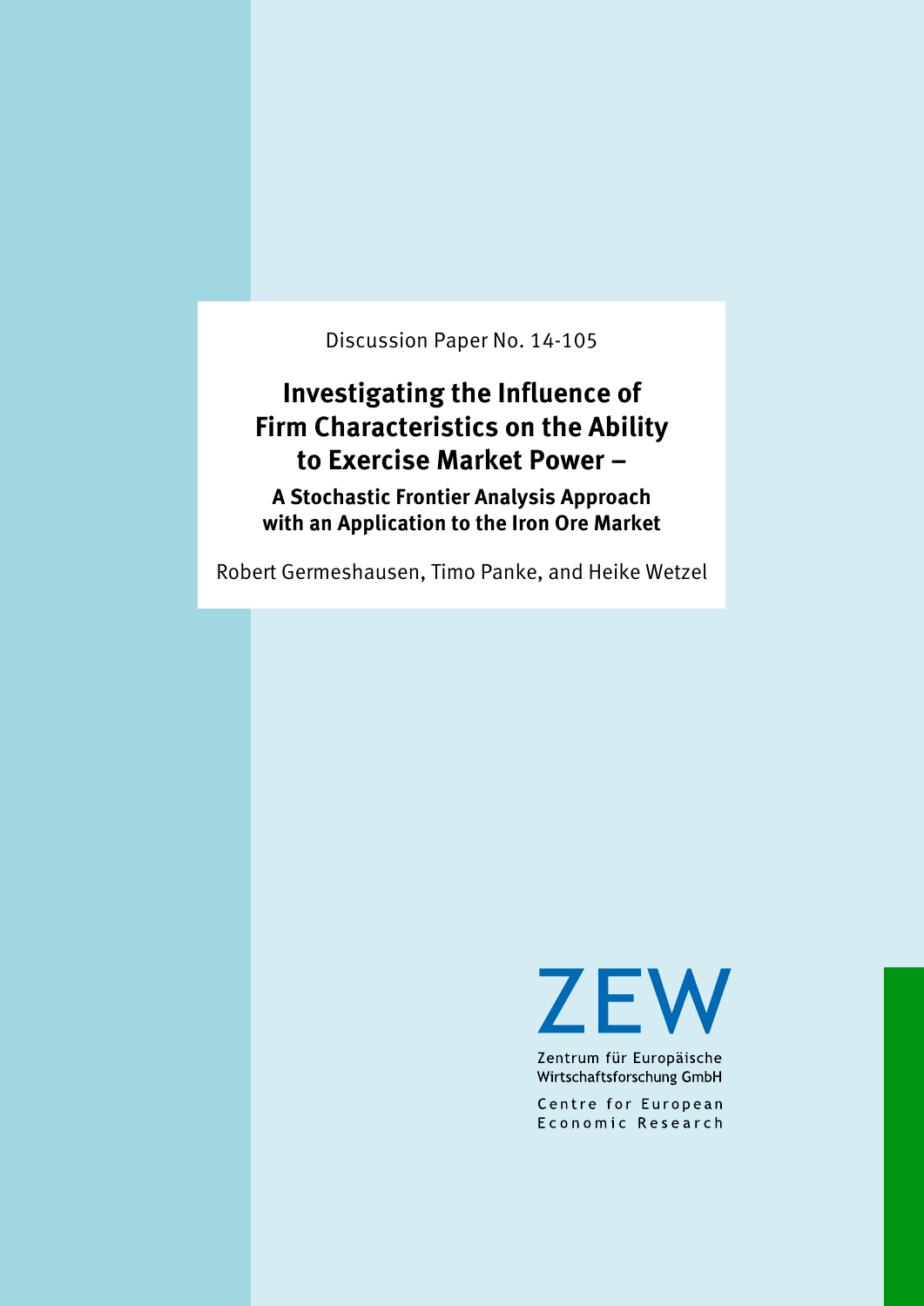Discussion Paper No. 14-105

# Investigating the Influence of Firm Characteristics on the Ability to Exercise Market Power –

## A Stochastic Frontier Analysis Approach with an Application to the Iron Ore Market

Robert Germeshausen, Timo Panke, and Heike Wetzel

ZEW

Zentrum für Europäische Wirtschaftsforschung GmbH

Centre for European Economic Research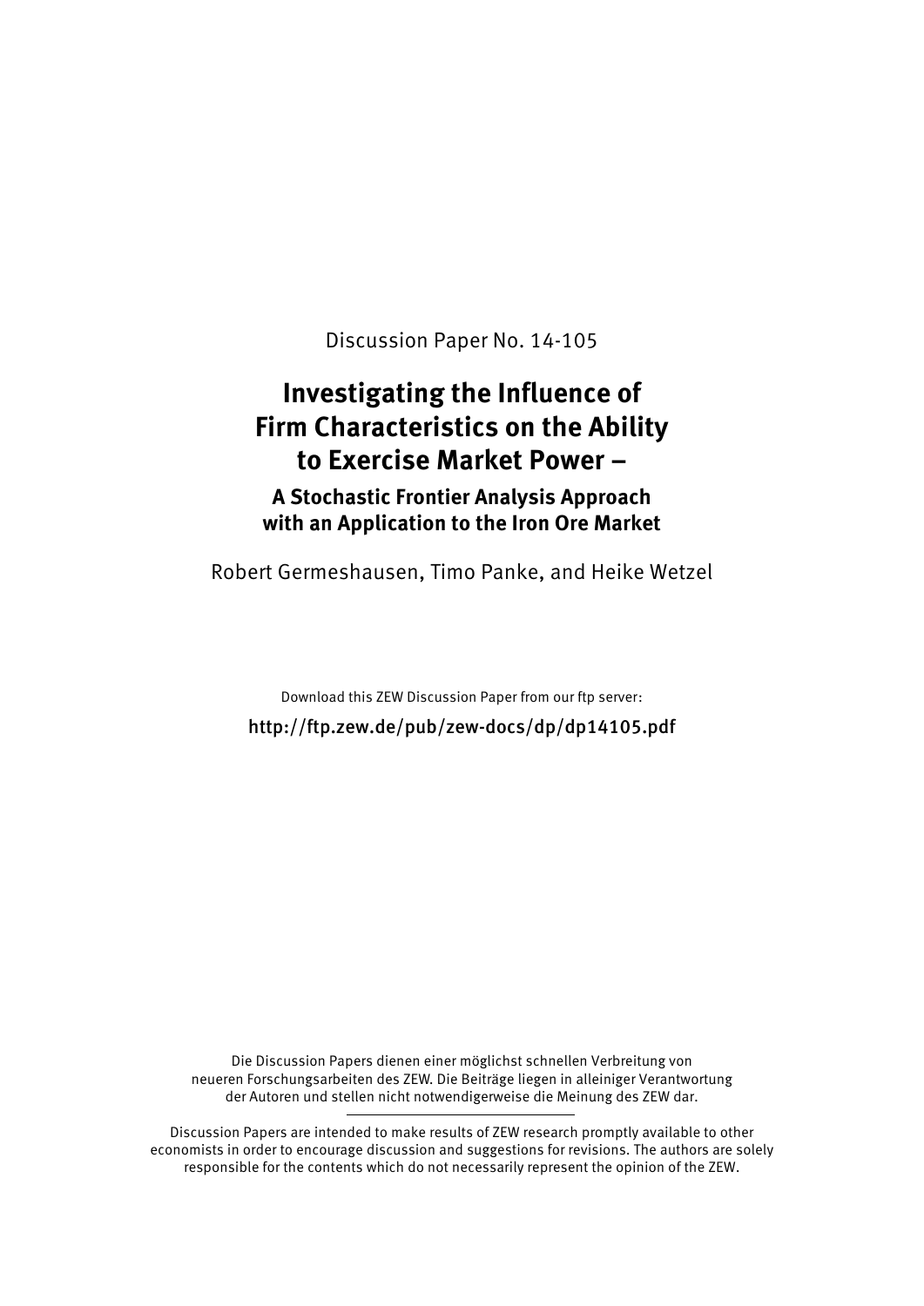Discussion Paper No. 14-105

# Investigating the Influence of Firm Characteristics on the Ability to Exercise Market Power –

## A Stochastic Frontier Analysis Approach with an Application to the Iron Ore Market

Robert Germeshausen, Timo Panke, and Heike Wetzel

Download this ZEW Discussion Paper from our ftp server:

http://ftp.zew.de/pub/zew-docs/dp/dp14105.pdf

Die Discussion Papers dienen einer möglichst schnellen Verbreitung von neueren Forschungsarbeiten des ZEW. Die Beiträge liegen in alleiniger Verantwortung der Autoren und stellen nicht notwendigerweise die Meinung des ZEW dar.

---

Discussion Papers are intended to make results of ZEW research promptly available to other economists in order to encourage discussion and suggestions for revisions. The authors are solely responsible for the contents which do not necessarily represent the opinion of the ZEW.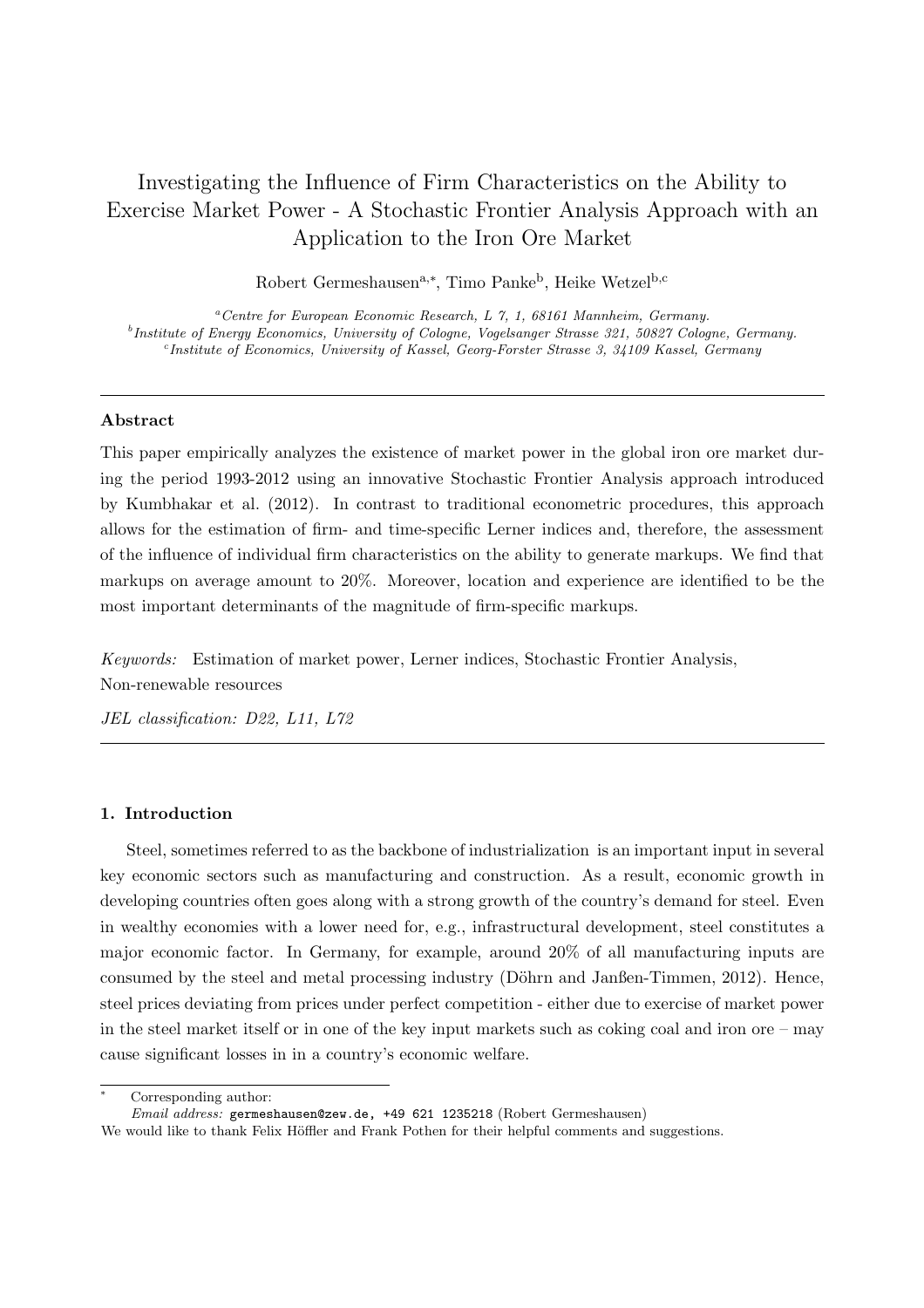# Investigating the Influence of Firm Characteristics on the Ability to Exercise Market Power - A Stochastic Frontier Analysis Approach with an Application to the Iron Ore Market

Robert Germeshausen[a,*], Timo Panke[b], Heike Wetzel[b,c]

[a] *Centre for European Economic Research, L 7, 1, 68161 Mannheim, Germany.*
[b] *Institute of Energy Economics, University of Cologne, Vogelsanger Strasse 321, 50827 Cologne, Germany.*
[c] *Institute of Economics, University of Kassel, Georg-Forster Strasse 3, 34109 Kassel, Germany*

---

### Abstract

This paper empirically analyzes the existence of market power in the global iron ore market during the period 1993-2012 using an innovative Stochastic Frontier Analysis approach introduced by Kumbhakar et al. (2012). In contrast to traditional econometric procedures, this approach allows for the estimation of firm- and time-specific Lerner indices and, therefore, the assessment of the influence of individual firm characteristics on the ability to generate markups. We find that markups on average amount to 20%. Moreover, location and experience are identified to be the most important determinants of the magnitude of firm-specific markups.

*Keywords:* Estimation of market power, Lerner indices, Stochastic Frontier Analysis, Non-renewable resources

*JEL classification: D22, L11, L72*

---

## 1. Introduction

Steel, sometimes referred to as the backbone of industrialization is an important input in several key economic sectors such as manufacturing and construction. As a result, economic growth in developing countries often goes along with a strong growth of the country's demand for steel. Even in wealthy economies with a lower need for, e.g., infrastructural development, steel constitutes a major economic factor. In Germany, for example, around 20% of all manufacturing inputs are consumed by the steel and metal processing industry (Döhrn and Janßen-Timmen, 2012). Hence, steel prices deviating from prices under perfect competition - either due to exercise of market power in the steel market itself or in one of the key input markets such as coking coal and iron ore – may cause significant losses in in a country's economic welfare.

---

[*] Corresponding author:
*Email address:* germeshausen@zew.de, +49 621 1235218 (Robert Germeshausen)

We would like to thank Felix Höffler and Frank Pothen for their helpful comments and suggestions.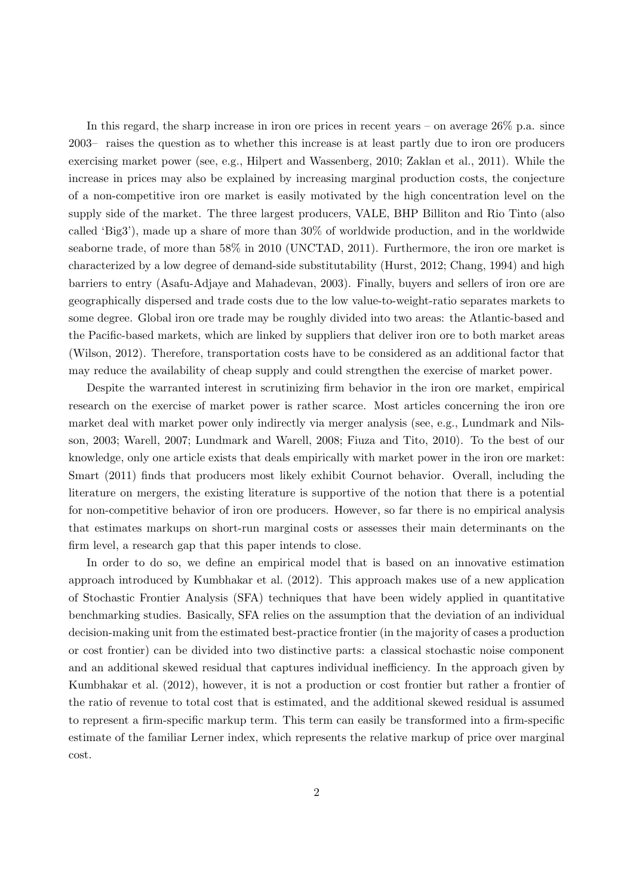In this regard, the sharp increase in iron ore prices in recent years – on average 26% p.a. since 2003– raises the question as to whether this increase is at least partly due to iron ore producers exercising market power (see, e.g., Hilpert and Wassenberg, 2010; Zaklan et al., 2011). While the increase in prices may also be explained by increasing marginal production costs, the conjecture of a non-competitive iron ore market is easily motivated by the high concentration level on the supply side of the market. The three largest producers, VALE, BHP Billiton and Rio Tinto (also called 'Big3'), made up a share of more than 30% of worldwide production, and in the worldwide seaborne trade, of more than 58% in 2010 (UNCTAD, 2011). Furthermore, the iron ore market is characterized by a low degree of demand-side substitutability (Hurst, 2012; Chang, 1994) and high barriers to entry (Asafu-Adjaye and Mahadevan, 2003). Finally, buyers and sellers of iron ore are geographically dispersed and trade costs due to the low value-to-weight-ratio separates markets to some degree. Global iron ore trade may be roughly divided into two areas: the Atlantic-based and the Pacific-based markets, which are linked by suppliers that deliver iron ore to both market areas (Wilson, 2012). Therefore, transportation costs have to be considered as an additional factor that may reduce the availability of cheap supply and could strengthen the exercise of market power.

Despite the warranted interest in scrutinizing firm behavior in the iron ore market, empirical research on the exercise of market power is rather scarce. Most articles concerning the iron ore market deal with market power only indirectly via merger analysis (see, e.g., Lundmark and Nilsson, 2003; Warell, 2007; Lundmark and Warell, 2008; Fiuza and Tito, 2010). To the best of our knowledge, only one article exists that deals empirically with market power in the iron ore market: Smart (2011) finds that producers most likely exhibit Cournot behavior. Overall, including the literature on mergers, the existing literature is supportive of the notion that there is a potential for non-competitive behavior of iron ore producers. However, so far there is no empirical analysis that estimates markups on short-run marginal costs or assesses their main determinants on the firm level, a research gap that this paper intends to close.

In order to do so, we define an empirical model that is based on an innovative estimation approach introduced by Kumbhakar et al. (2012). This approach makes use of a new application of Stochastic Frontier Analysis (SFA) techniques that have been widely applied in quantitative benchmarking studies. Basically, SFA relies on the assumption that the deviation of an individual decision-making unit from the estimated best-practice frontier (in the majority of cases a production or cost frontier) can be divided into two distinctive parts: a classical stochastic noise component and an additional skewed residual that captures individual inefficiency. In the approach given by Kumbhakar et al. (2012), however, it is not a production or cost frontier but rather a frontier of the ratio of revenue to total cost that is estimated, and the additional skewed residual is assumed to represent a firm-specific markup term. This term can easily be transformed into a firm-specific estimate of the familiar Lerner index, which represents the relative markup of price over marginal cost.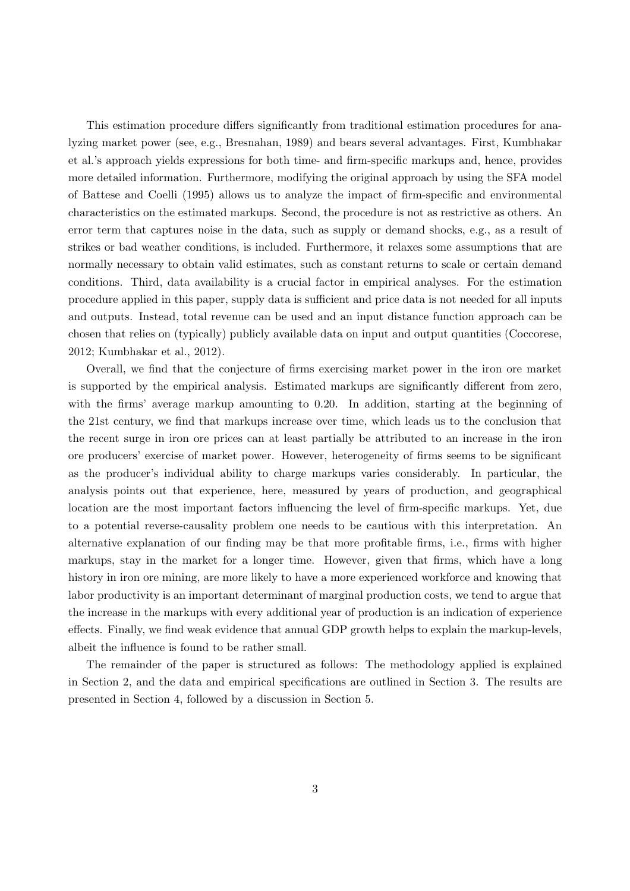This estimation procedure differs significantly from traditional estimation procedures for analyzing market power (see, e.g., Bresnahan, 1989) and bears several advantages. First, Kumbhakar et al.'s approach yields expressions for both time- and firm-specific markups and, hence, provides more detailed information. Furthermore, modifying the original approach by using the SFA model of Battese and Coelli (1995) allows us to analyze the impact of firm-specific and environmental characteristics on the estimated markups. Second, the procedure is not as restrictive as others. An error term that captures noise in the data, such as supply or demand shocks, e.g., as a result of strikes or bad weather conditions, is included. Furthermore, it relaxes some assumptions that are normally necessary to obtain valid estimates, such as constant returns to scale or certain demand conditions. Third, data availability is a crucial factor in empirical analyses. For the estimation procedure applied in this paper, supply data is sufficient and price data is not needed for all inputs and outputs. Instead, total revenue can be used and an input distance function approach can be chosen that relies on (typically) publicly available data on input and output quantities (Coccorese, 2012; Kumbhakar et al., 2012).

Overall, we find that the conjecture of firms exercising market power in the iron ore market is supported by the empirical analysis. Estimated markups are significantly different from zero, with the firms' average markup amounting to 0.20. In addition, starting at the beginning of the 21st century, we find that markups increase over time, which leads us to the conclusion that the recent surge in iron ore prices can at least partially be attributed to an increase in the iron ore producers' exercise of market power. However, heterogeneity of firms seems to be significant as the producer's individual ability to charge markups varies considerably. In particular, the analysis points out that experience, here, measured by years of production, and geographical location are the most important factors influencing the level of firm-specific markups. Yet, due to a potential reverse-causality problem one needs to be cautious with this interpretation. An alternative explanation of our finding may be that more profitable firms, i.e., firms with higher markups, stay in the market for a longer time. However, given that firms, which have a long history in iron ore mining, are more likely to have a more experienced workforce and knowing that labor productivity is an important determinant of marginal production costs, we tend to argue that the increase in the markups with every additional year of production is an indication of experience effects. Finally, we find weak evidence that annual GDP growth helps to explain the markup-levels, albeit the influence is found to be rather small.

The remainder of the paper is structured as follows: The methodology applied is explained in Section 2, and the data and empirical specifications are outlined in Section 3. The results are presented in Section 4, followed by a discussion in Section 5.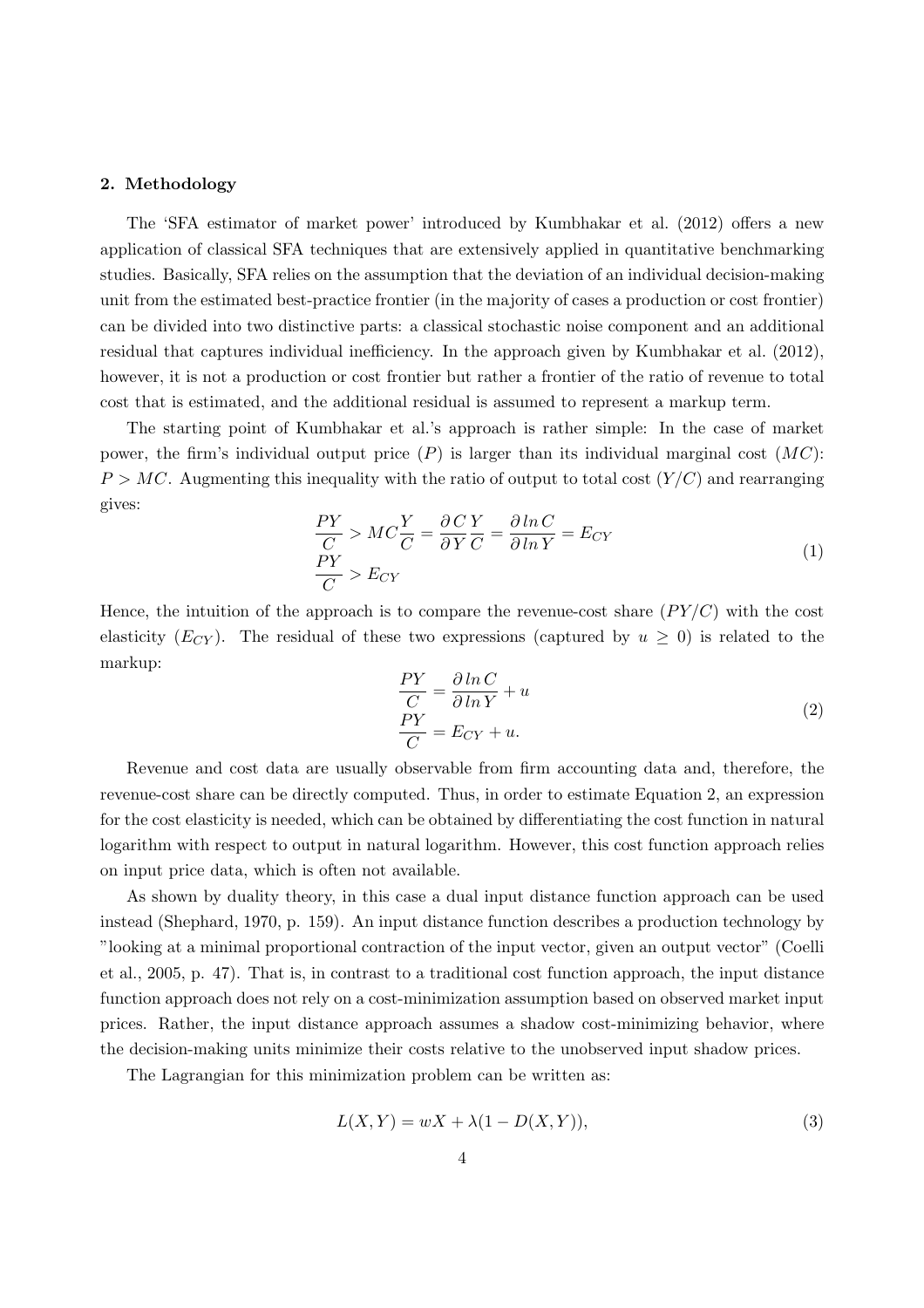## 2. Methodology

The 'SFA estimator of market power' introduced by Kumbhakar et al. (2012) offers a new application of classical SFA techniques that are extensively applied in quantitative benchmarking studies. Basically, SFA relies on the assumption that the deviation of an individual decision-making unit from the estimated best-practice frontier (in the majority of cases a production or cost frontier) can be divided into two distinctive parts: a classical stochastic noise component and an additional residual that captures individual inefficiency. In the approach given by Kumbhakar et al. (2012), however, it is not a production or cost frontier but rather a frontier of the ratio of revenue to total cost that is estimated, and the additional residual is assumed to represent a markup term.

The starting point of Kumbhakar et al.'s approach is rather simple: In the case of market power, the firm's individual output price ($P$) is larger than its individual marginal cost ($MC$): $P > MC$. Augmenting this inequality with the ratio of output to total cost ($Y/C$) and rearranging gives:

$$\begin{aligned} \frac{PY}{C} &> MC\frac{Y}{C} = \frac{\partial C}{\partial Y}\frac{Y}{C} = \frac{\partial \ln C}{\partial \ln Y} = E_{CY} \\ \frac{PY}{C} &> E_{CY} \end{aligned} \tag{1}$$

Hence, the intuition of the approach is to compare the revenue-cost share ($PY/C$) with the cost elasticity ($E_{CY}$). The residual of these two expressions (captured by $u \geq 0$) is related to the markup:

$$\begin{aligned} \frac{PY}{C} &= \frac{\partial \ln C}{\partial \ln Y} + u \\ \frac{PY}{C} &= E_{CY} + u. \end{aligned} \tag{2}$$

Revenue and cost data are usually observable from firm accounting data and, therefore, the revenue-cost share can be directly computed. Thus, in order to estimate Equation 2, an expression for the cost elasticity is needed, which can be obtained by differentiating the cost function in natural logarithm with respect to output in natural logarithm. However, this cost function approach relies on input price data, which is often not available.

As shown by duality theory, in this case a dual input distance function approach can be used instead (Shephard, 1970, p. 159). An input distance function describes a production technology by "looking at a minimal proportional contraction of the input vector, given an output vector" (Coelli et al., 2005, p. 47). That is, in contrast to a traditional cost function approach, the input distance function approach does not rely on a cost-minimization assumption based on observed market input prices. Rather, the input distance approach assumes a shadow cost-minimizing behavior, where the decision-making units minimize their costs relative to the unobserved input shadow prices.

The Lagrangian for this minimization problem can be written as:

$$L(X, Y) = wX + \lambda(1 - D(X, Y)), \tag{3}$$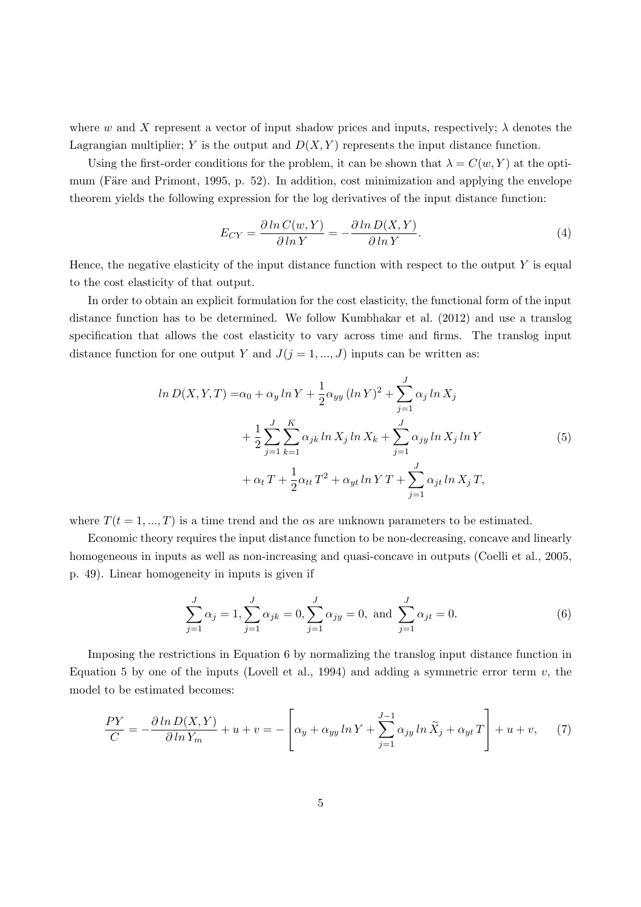where $w$ and $X$ represent a vector of input shadow prices and inputs, respectively; $\lambda$ denotes the Lagrangian multiplier; $Y$ is the output and $D(X, Y)$ represents the input distance function.

Using the first-order conditions for the problem, it can be shown that $\lambda = C(w, Y)$ at the optimum (Färe and Primont, 1995, p. 52). In addition, cost minimization and applying the envelope theorem yields the following expression for the log derivatives of the input distance function:

$$E_{CY} = \frac{\partial \, ln \, C(w, Y)}{\partial \, ln \, Y} = -\frac{\partial \, ln \, D(X, Y)}{\partial \, ln \, Y}. \tag{4}$$

Hence, the negative elasticity of the input distance function with respect to the output $Y$ is equal to the cost elasticity of that output.

In order to obtain an explicit formulation for the cost elasticity, the functional form of the input distance function has to be determined. We follow Kumbhakar et al. (2012) and use a translog specification that allows the cost elasticity to vary across time and firms. The translog input distance function for one output $Y$ and $J(j = 1, ..., J)$ inputs can be written as:

$$\begin{aligned} ln \, D(X, Y, T) = & \alpha_0 + \alpha_y \, ln \, Y + \frac{1}{2} \alpha_{yy} \, (ln \, Y)^2 + \sum_{j=1}^{J} \alpha_j \, ln \, X_j \\ & + \frac{1}{2} \sum_{j=1}^{J} \sum_{k=1}^{K} \alpha_{jk} \, ln \, X_j \, ln \, X_k + \sum_{j=1}^{J} \alpha_{jy} \, ln \, X_j \, ln \, Y \\ & + \alpha_t \, T + \frac{1}{2} \alpha_{tt} \, T^2 + \alpha_{yt} \, ln \, Y \, T + \sum_{j=1}^{J} \alpha_{jt} \, ln \, X_j \, T, \end{aligned} \tag{5}$$

where $T(t = 1, ..., T)$ is a time trend and the $\alpha$s are unknown parameters to be estimated.

Economic theory requires the input distance function to be non-decreasing, concave and linearly homogeneous in inputs as well as non-increasing and quasi-concave in outputs (Coelli et al., 2005, p. 49). Linear homogeneity in inputs is given if

$$\sum_{j=1}^{J} \alpha_j = 1, \sum_{j=1}^{J} \alpha_{jk} = 0, \sum_{j=1}^{J} \alpha_{jy} = 0, \text{ and } \sum_{j=1}^{J} \alpha_{jt} = 0. \tag{6}$$

Imposing the restrictions in Equation 6 by normalizing the translog input distance function in Equation 5 by one of the inputs (Lovell et al., 1994) and adding a symmetric error term $v$, the model to be estimated becomes:

$$\frac{PY}{C} = -\frac{\partial \, ln \, D(X, Y)}{\partial \, ln \, Y_m} + u + v = -\left[ \alpha_y + \alpha_{yy} \, ln \, Y + \sum_{j=1}^{J-1} \alpha_{jy} \, ln \, \widetilde{X}_j + \alpha_{yt} \, T \right] + u + v, \tag{7}$$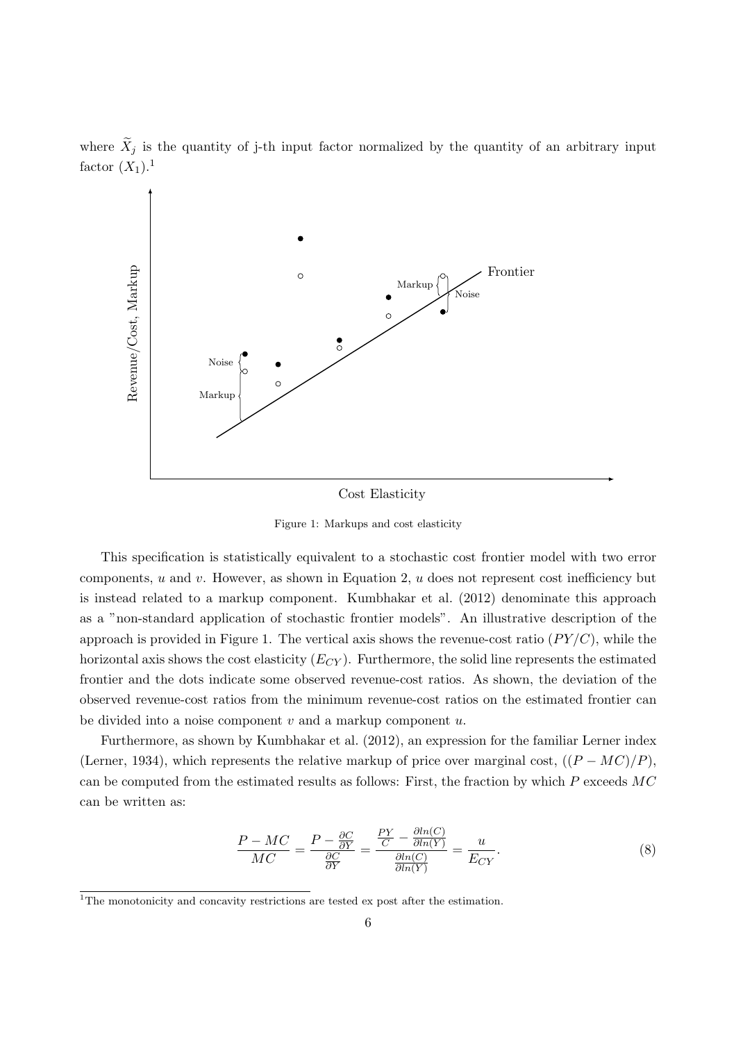where $\widetilde{X}_j$ is the quantity of j-th input factor normalized by the quantity of an arbitrary input factor $(X_1)$.[1]

Figure 1: Markups and cost elasticity

This specification is statistically equivalent to a stochastic cost frontier model with two error components, $u$ and $v$. However, as shown in Equation 2, $u$ does not represent cost inefficiency but is instead related to a markup component. Kumbhakar et al. (2012) denominate this approach as a "non-standard application of stochastic frontier models". An illustrative description of the approach is provided in Figure 1. The vertical axis shows the revenue-cost ratio $(PY/C)$, while the horizontal axis shows the cost elasticity $(E_{CY})$. Furthermore, the solid line represents the estimated frontier and the dots indicate some observed revenue-cost ratios. As shown, the deviation of the observed revenue-cost ratios from the minimum revenue-cost ratios on the estimated frontier can be divided into a noise component $v$ and a markup component $u$.

Furthermore, as shown by Kumbhakar et al. (2012), an expression for the familiar Lerner index (Lerner, 1934), which represents the relative markup of price over marginal cost, $((P - MC)/P)$, can be computed from the estimated results as follows: First, the fraction by which $P$ exceeds $MC$ can be written as:

$$\frac{P - MC}{MC} = \frac{P - \frac{\partial C}{\partial Y}}{\frac{\partial C}{\partial Y}} = \frac{\frac{PY}{C} - \frac{\partial ln(C)}{\partial ln(Y)}}{\frac{\partial ln(C)}{\partial ln(Y)}} = \frac{u}{E_{CY}}. \tag{8}$$

[1] The monotonicity and concavity restrictions are tested ex post after the estimation.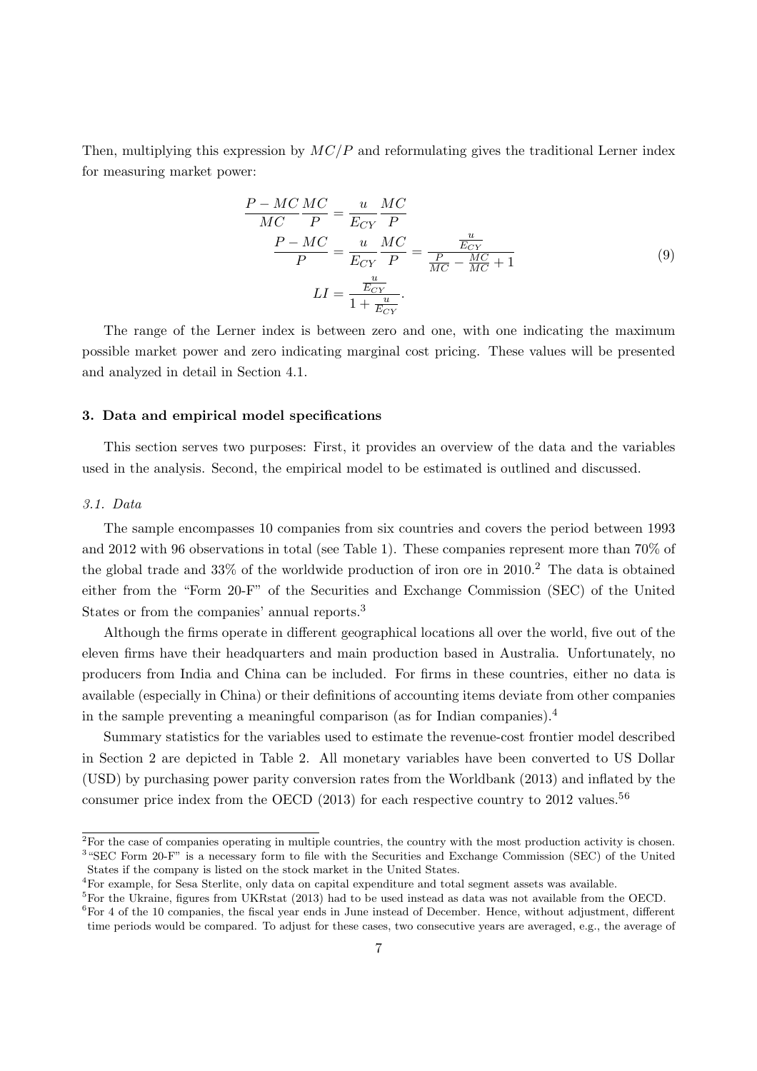Then, multiplying this expression by $MC/P$ and reformulating gives the traditional Lerner index for measuring market power:

$$
\begin{aligned}
\frac{P - MC}{MC}\frac{MC}{P} &= \frac{u}{E_{CY}}\frac{MC}{P} \\
\frac{P - MC}{P} &= \frac{u}{E_{CY}}\frac{MC}{P} = \frac{\frac{u}{E_{CY}}}{\frac{P}{MC} - \frac{MC}{MC} + 1} \\
LI &= \frac{\frac{u}{E_{CY}}}{1 + \frac{u}{E_{CY}}}.
\end{aligned}
\tag{9}
$$

The range of the Lerner index is between zero and one, with one indicating the maximum possible market power and zero indicating marginal cost pricing. These values will be presented and analyzed in detail in Section 4.1.

### 3. Data and empirical model specifications

This section serves two purposes: First, it provides an overview of the data and the variables used in the analysis. Second, the empirical model to be estimated is outlined and discussed.

#### *3.1. Data*

The sample encompasses 10 companies from six countries and covers the period between 1993 and 2012 with 96 observations in total (see Table 1). These companies represent more than 70% of the global trade and 33% of the worldwide production of iron ore in 2010.[2] The data is obtained either from the "Form 20-F" of the Securities and Exchange Commission (SEC) of the United States or from the companies' annual reports.[3]

Although the firms operate in different geographical locations all over the world, five out of the eleven firms have their headquarters and main production based in Australia. Unfortunately, no producers from India and China can be included. For firms in these countries, either no data is available (especially in China) or their definitions of accounting items deviate from other companies in the sample preventing a meaningful comparison (as for Indian companies).[4]

Summary statistics for the variables used to estimate the revenue-cost frontier model described in Section 2 are depicted in Table 2. All monetary variables have been converted to US Dollar (USD) by purchasing power parity conversion rates from the Worldbank (2013) and inflated by the consumer price index from the OECD (2013) for each respective country to 2012 values.[5,6]

---

[2] For the case of companies operating in multiple countries, the country with the most production activity is chosen.

[3] "SEC Form 20-F" is a necessary form to file with the Securities and Exchange Commission (SEC) of the United States if the company is listed on the stock market in the United States.

[4] For example, for Sesa Sterlite, only data on capital expenditure and total segment assets was available.

[5] For the Ukraine, figures from UKRstat (2013) had to be used instead as data was not available from the OECD.

[6] For 4 of the 10 companies, the fiscal year ends in June instead of December. Hence, without adjustment, different time periods would be compared. To adjust for these cases, two consecutive years are averaged, e.g., the average of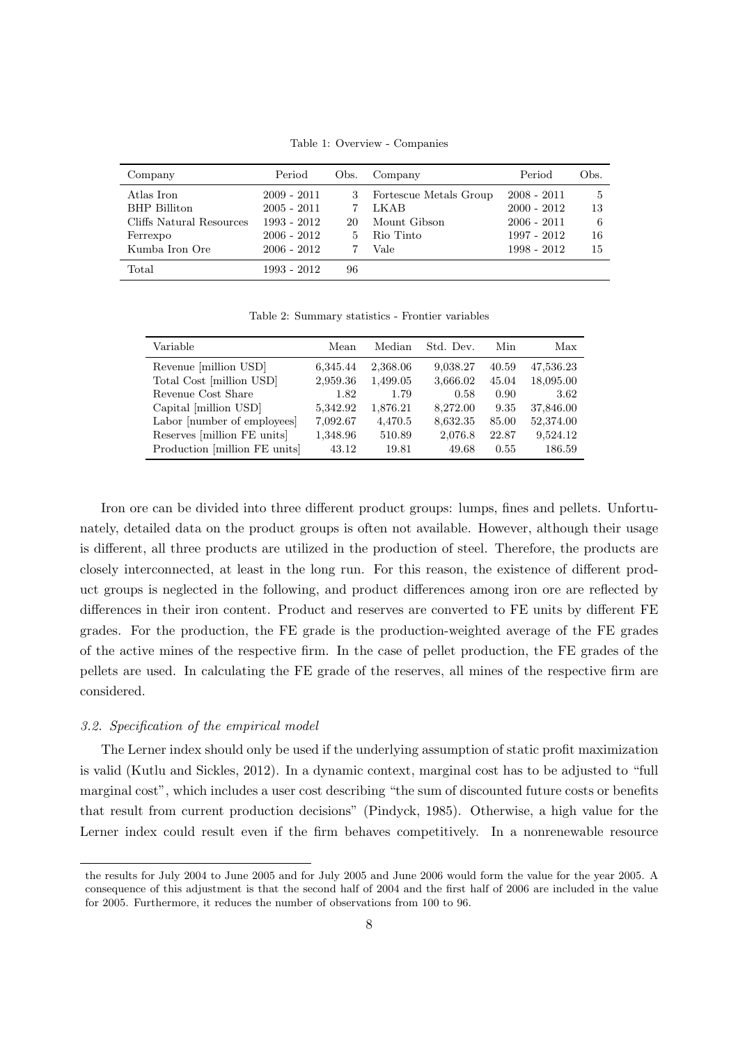Table 1: Overview - Companies

| Company | Period | Obs. | Company | Period | Obs. |
|---|---|---|---|---|---|
| Atlas Iron | 2009 - 2011 | 3 | Fortescue Metals Group | 2008 - 2011 | 5 |
| BHP Billiton | 2005 - 2011 | 7 | LKAB | 2000 - 2012 | 13 |
| Cliffs Natural Resources | 1993 - 2012 | 20 | Mount Gibson | 2006 - 2011 | 6 |
| Ferrexpo | 2006 - 2012 | 5 | Rio Tinto | 1997 - 2012 | 16 |
| Kumba Iron Ore | 2006 - 2012 | 7 | Vale | 1998 - 2012 | 15 |
| Total | 1993 - 2012 | 96 | | | |

Table 2: Summary statistics - Frontier variables

| Variable | Mean | Median | Std. Dev. | Min | Max |
|---|---|---|---|---|---|
| Revenue [million USD] | 6,345.44 | 2,368.06 | 9,038.27 | 40.59 | 47,536.23 |
| Total Cost [million USD] | 2,959.36 | 1,499.05 | 3,666.02 | 45.04 | 18,095.00 |
| Revenue Cost Share | 1.82 | 1.79 | 0.58 | 0.90 | 3.62 |
| Capital [million USD] | 5,342.92 | 1,876.21 | 8,272.00 | 9.35 | 37,846.00 |
| Labor [number of employees] | 7,092.67 | 4,470.5 | 8,632.35 | 85.00 | 52,374.00 |
| Reserves [million FE units] | 1,348.96 | 510.89 | 2,076.8 | 22.87 | 9,524.12 |
| Production [million FE units] | 43.12 | 19.81 | 49.68 | 0.55 | 186.59 |

Iron ore can be divided into three different product groups: lumps, fines and pellets. Unfortunately, detailed data on the product groups is often not available. However, although their usage is different, all three products are utilized in the production of steel. Therefore, the products are closely interconnected, at least in the long run. For this reason, the existence of different product groups is neglected in the following, and product differences among iron ore are reflected by differences in their iron content. Product and reserves are converted to FE units by different FE grades. For the production, the FE grade is the production-weighted average of the FE grades of the active mines of the respective firm. In the case of pellet production, the FE grades of the pellets are used. In calculating the FE grade of the reserves, all mines of the respective firm are considered.

### *3.2. Specification of the empirical model*

The Lerner index should only be used if the underlying assumption of static profit maximization is valid (Kutlu and Sickles, 2012). In a dynamic context, marginal cost has to be adjusted to "full marginal cost", which includes a user cost describing "the sum of discounted future costs or benefits that result from current production decisions" (Pindyck, 1985). Otherwise, a high value for the Lerner index could result even if the firm behaves competitively. In a nonrenewable resource

the results for July 2004 to June 2005 and for July 2005 and June 2006 would form the value for the year 2005. A consequence of this adjustment is that the second half of 2004 and the first half of 2006 are included in the value for 2005. Furthermore, it reduces the number of observations from 100 to 96.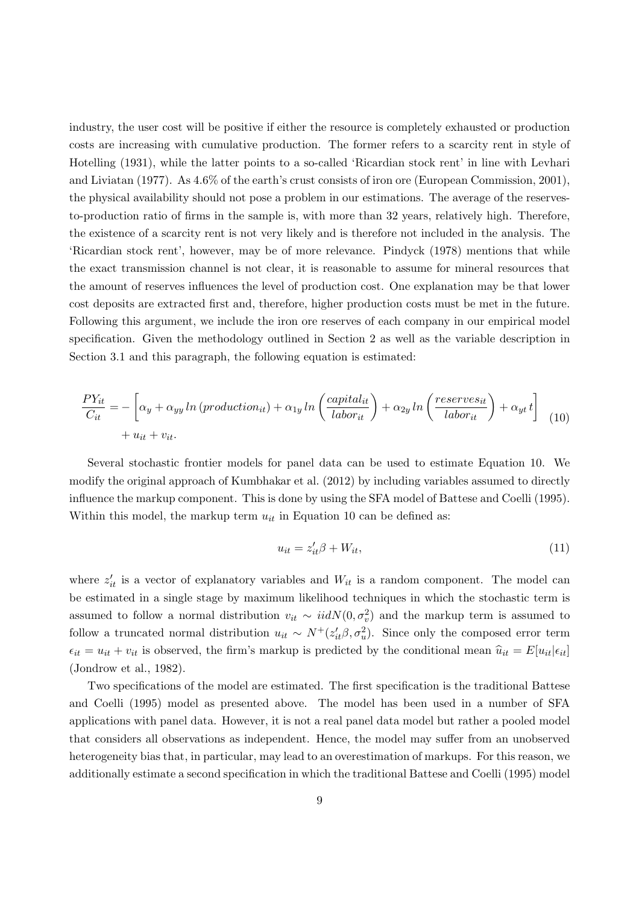industry, the user cost will be positive if either the resource is completely exhausted or production costs are increasing with cumulative production. The former refers to a scarcity rent in style of Hotelling (1931), while the latter points to a so-called 'Ricardian stock rent' in line with Levhari and Liviatan (1977). As 4.6% of the earth's crust consists of iron ore (European Commission, 2001), the physical availability should not pose a problem in our estimations. The average of the reserves-to-production ratio of firms in the sample is, with more than 32 years, relatively high. Therefore, the existence of a scarcity rent is not very likely and is therefore not included in the analysis. The 'Ricardian stock rent', however, may be of more relevance. Pindyck (1978) mentions that while the exact transmission channel is not clear, it is reasonable to assume for mineral resources that the amount of reserves influences the level of production cost. One explanation may be that lower cost deposits are extracted first and, therefore, higher production costs must be met in the future. Following this argument, we include the iron ore reserves of each company in our empirical model specification. Given the methodology outlined in Section 2 as well as the variable description in Section 3.1 and this paragraph, the following equation is estimated:

$$
\begin{aligned}
\frac{PY_{it}}{C_{it}} = & -\left[\alpha_y + \alpha_{yy}\, ln\left(production_{it}\right) + \alpha_{1y}\, ln\left(\frac{capital_{it}}{labor_{it}}\right) + \alpha_{2y}\, ln\left(\frac{reserves_{it}}{labor_{it}}\right) + \alpha_{yt}\, t\right] \\
& + u_{it} + v_{it}.
\end{aligned}
\tag{10}
$$

Several stochastic frontier models for panel data can be used to estimate Equation 10. We modify the original approach of Kumbhakar et al. (2012) by including variables assumed to directly influence the markup component. This is done by using the SFA model of Battese and Coelli (1995). Within this model, the markup term $u_{it}$ in Equation 10 can be defined as:

$$
u_{it} = z_{it}'\beta + W_{it}, \tag{11}
$$

where $z_{it}'$ is a vector of explanatory variables and $W_{it}$ is a random component. The model can be estimated in a single stage by maximum likelihood techniques in which the stochastic term is assumed to follow a normal distribution $v_{it} \sim iidN(0, \sigma_v^2)$ and the markup term is assumed to follow a truncated normal distribution $u_{it} \sim N^{+}(z_{it}'\beta, \sigma_u^2)$. Since only the composed error term $\epsilon_{it} = u_{it} + v_{it}$ is observed, the firm's markup is predicted by the conditional mean $\widehat{u}_{it} = E[u_{it}|\epsilon_{it}]$ (Jondrow et al., 1982).

Two specifications of the model are estimated. The first specification is the traditional Battese and Coelli (1995) model as presented above. The model has been used in a number of SFA applications with panel data. However, it is not a real panel data model but rather a pooled model that considers all observations as independent. Hence, the model may suffer from an unobserved heterogeneity bias that, in particular, may lead to an overestimation of markups. For this reason, we additionally estimate a second specification in which the traditional Battese and Coelli (1995) model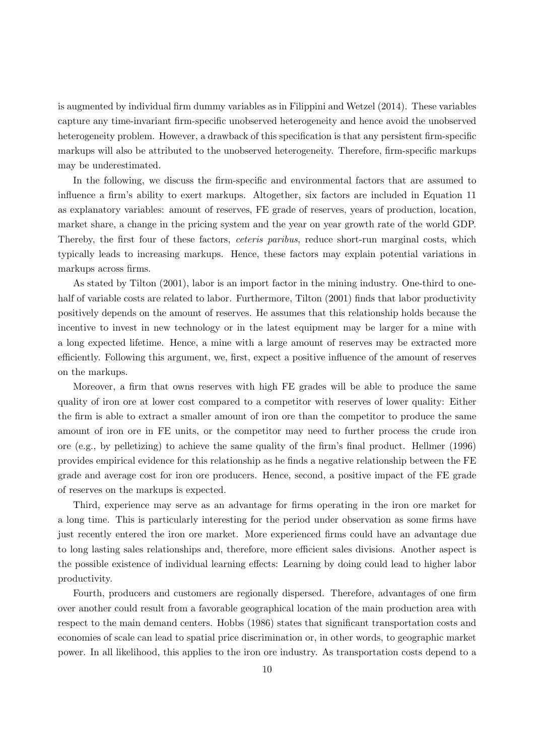is augmented by individual firm dummy variables as in Filippini and Wetzel (2014). These variables capture any time-invariant firm-specific unobserved heterogeneity and hence avoid the unobserved heterogeneity problem. However, a drawback of this specification is that any persistent firm-specific markups will also be attributed to the unobserved heterogeneity. Therefore, firm-specific markups may be underestimated.

In the following, we discuss the firm-specific and environmental factors that are assumed to influence a firm's ability to exert markups. Altogether, six factors are included in Equation 11 as explanatory variables: amount of reserves, FE grade of reserves, years of production, location, market share, a change in the pricing system and the year on year growth rate of the world GDP. Thereby, the first four of these factors, *ceteris paribus*, reduce short-run marginal costs, which typically leads to increasing markups. Hence, these factors may explain potential variations in markups across firms.

As stated by Tilton (2001), labor is an import factor in the mining industry. One-third to one-half of variable costs are related to labor. Furthermore, Tilton (2001) finds that labor productivity positively depends on the amount of reserves. He assumes that this relationship holds because the incentive to invest in new technology or in the latest equipment may be larger for a mine with a long expected lifetime. Hence, a mine with a large amount of reserves may be extracted more efficiently. Following this argument, we, first, expect a positive influence of the amount of reserves on the markups.

Moreover, a firm that owns reserves with high FE grades will be able to produce the same quality of iron ore at lower cost compared to a competitor with reserves of lower quality: Either the firm is able to extract a smaller amount of iron ore than the competitor to produce the same amount of iron ore in FE units, or the competitor may need to further process the crude iron ore (e.g., by pelletizing) to achieve the same quality of the firm's final product. Hellmer (1996) provides empirical evidence for this relationship as he finds a negative relationship between the FE grade and average cost for iron ore producers. Hence, second, a positive impact of the FE grade of reserves on the markups is expected.

Third, experience may serve as an advantage for firms operating in the iron ore market for a long time. This is particularly interesting for the period under observation as some firms have just recently entered the iron ore market. More experienced firms could have an advantage due to long lasting sales relationships and, therefore, more efficient sales divisions. Another aspect is the possible existence of individual learning effects: Learning by doing could lead to higher labor productivity.

Fourth, producers and customers are regionally dispersed. Therefore, advantages of one firm over another could result from a favorable geographical location of the main production area with respect to the main demand centers. Hobbs (1986) states that significant transportation costs and economies of scale can lead to spatial price discrimination or, in other words, to geographic market power. In all likelihood, this applies to the iron ore industry. As transportation costs depend to a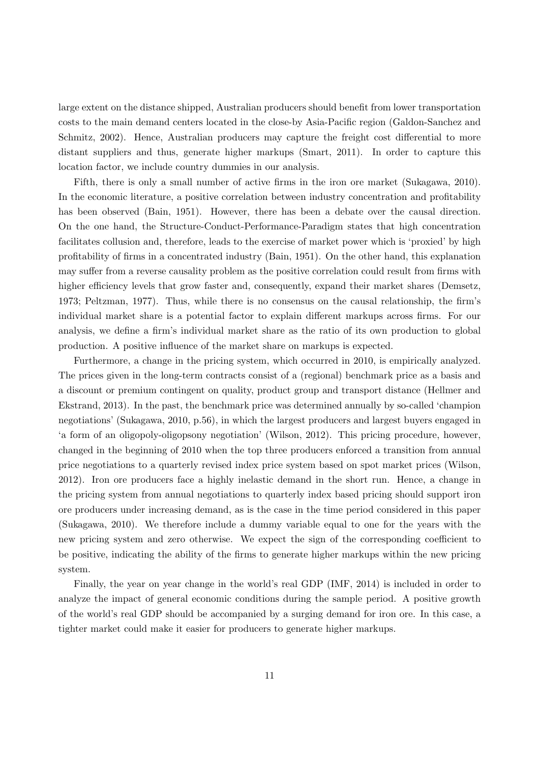large extent on the distance shipped, Australian producers should benefit from lower transportation costs to the main demand centers located in the close-by Asia-Pacific region (Galdon-Sanchez and Schmitz, 2002). Hence, Australian producers may capture the freight cost differential to more distant suppliers and thus, generate higher markups (Smart, 2011). In order to capture this location factor, we include country dummies in our analysis.

Fifth, there is only a small number of active firms in the iron ore market (Sukagawa, 2010). In the economic literature, a positive correlation between industry concentration and profitability has been observed (Bain, 1951). However, there has been a debate over the causal direction. On the one hand, the Structure-Conduct-Performance-Paradigm states that high concentration facilitates collusion and, therefore, leads to the exercise of market power which is 'proxied' by high profitability of firms in a concentrated industry (Bain, 1951). On the other hand, this explanation may suffer from a reverse causality problem as the positive correlation could result from firms with higher efficiency levels that grow faster and, consequently, expand their market shares (Demsetz, 1973; Peltzman, 1977). Thus, while there is no consensus on the causal relationship, the firm's individual market share is a potential factor to explain different markups across firms. For our analysis, we define a firm's individual market share as the ratio of its own production to global production. A positive influence of the market share on markups is expected.

Furthermore, a change in the pricing system, which occurred in 2010, is empirically analyzed. The prices given in the long-term contracts consist of a (regional) benchmark price as a basis and a discount or premium contingent on quality, product group and transport distance (Hellmer and Ekstrand, 2013). In the past, the benchmark price was determined annually by so-called 'champion negotiations' (Sukagawa, 2010, p.56), in which the largest producers and largest buyers engaged in 'a form of an oligopoly-oligopsony negotiation' (Wilson, 2012). This pricing procedure, however, changed in the beginning of 2010 when the top three producers enforced a transition from annual price negotiations to a quarterly revised index price system based on spot market prices (Wilson, 2012). Iron ore producers face a highly inelastic demand in the short run. Hence, a change in the pricing system from annual negotiations to quarterly index based pricing should support iron ore producers under increasing demand, as is the case in the time period considered in this paper (Sukagawa, 2010). We therefore include a dummy variable equal to one for the years with the new pricing system and zero otherwise. We expect the sign of the corresponding coefficient to be positive, indicating the ability of the firms to generate higher markups within the new pricing system.

Finally, the year on year change in the world's real GDP (IMF, 2014) is included in order to analyze the impact of general economic conditions during the sample period. A positive growth of the world's real GDP should be accompanied by a surging demand for iron ore. In this case, a tighter market could make it easier for producers to generate higher markups.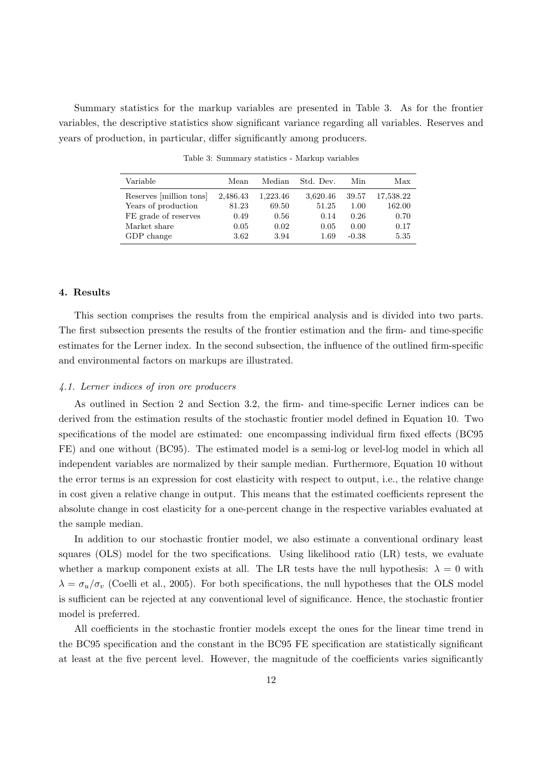Summary statistics for the markup variables are presented in Table 3. As for the frontier variables, the descriptive statistics show significant variance regarding all variables. Reserves and years of production, in particular, differ significantly among producers.

Table 3: Summary statistics - Markup variables

| Variable | Mean | Median | Std. Dev. | Min | Max |
|---|---|---|---|---|---|
| Reserves [million tons] | 2,486.43 | 1,223.46 | 3,620.46 | 39.57 | 17,538.22 |
| Years of production | 81.23 | 69.50 | 51.25 | 1.00 | 162.00 |
| FE grade of reserves | 0.49 | 0.56 | 0.14 | 0.26 | 0.70 |
| Market share | 0.05 | 0.02 | 0.05 | 0.00 | 0.17 |
| GDP change | 3.62 | 3.94 | 1.69 | -0.38 | 5.35 |

## 4. Results

This section comprises the results from the empirical analysis and is divided into two parts. The first subsection presents the results of the frontier estimation and the firm- and time-specific estimates for the Lerner index. In the second subsection, the influence of the outlined firm-specific and environmental factors on markups are illustrated.

### *4.1. Lerner indices of iron ore producers*

As outlined in Section 2 and Section 3.2, the firm- and time-specific Lerner indices can be derived from the estimation results of the stochastic frontier model defined in Equation 10. Two specifications of the model are estimated: one encompassing individual firm fixed effects (BC95 FE) and one without (BC95). The estimated model is a semi-log or level-log model in which all independent variables are normalized by their sample median. Furthermore, Equation 10 without the error terms is an expression for cost elasticity with respect to output, i.e., the relative change in cost given a relative change in output. This means that the estimated coefficients represent the absolute change in cost elasticity for a one-percent change in the respective variables evaluated at the sample median.

In addition to our stochastic frontier model, we also estimate a conventional ordinary least squares (OLS) model for the two specifications. Using likelihood ratio (LR) tests, we evaluate whether a markup component exists at all. The LR tests have the null hypothesis: $\lambda = 0$ with $\lambda = \sigma_u / \sigma_v$ (Coelli et al., 2005). For both specifications, the null hypotheses that the OLS model is sufficient can be rejected at any conventional level of significance. Hence, the stochastic frontier model is preferred.

All coefficients in the stochastic frontier models except the ones for the linear time trend in the BC95 specification and the constant in the BC95 FE specification are statistically significant at least at the five percent level. However, the magnitude of the coefficients varies significantly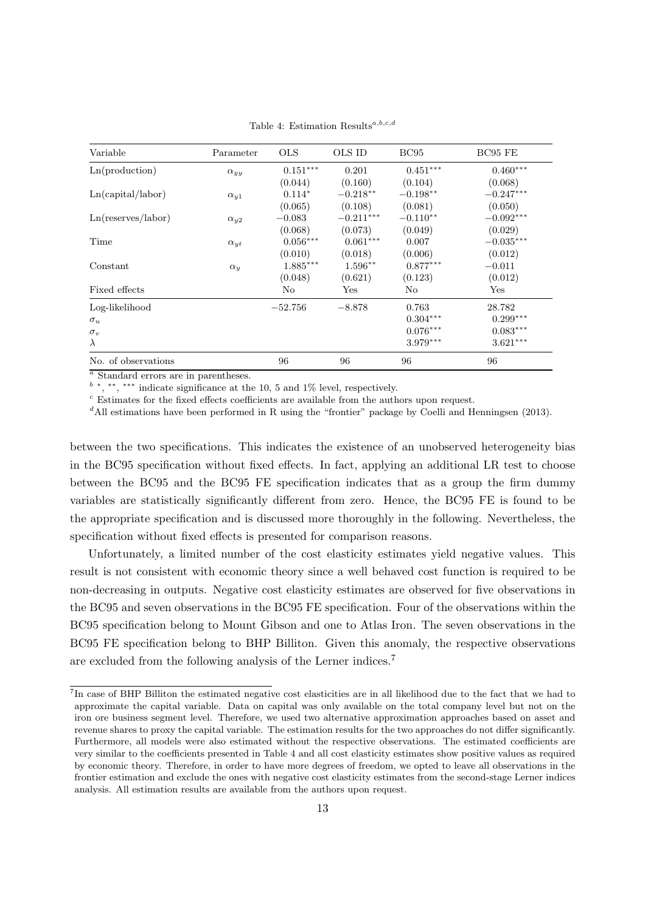Table 4: Estimation Results[a,b,c,d]

| Variable | Parameter | OLS | OLS ID | BC95 | BC95 FE |
|---|---|---|---|---|---|
| Ln(production) | $\alpha_{yy}$ | $0.151^{***}$ | 0.201 | $0.451^{***}$ | $0.460^{***}$ |
| | | (0.044) | (0.160) | (0.104) | (0.068) |
| Ln(capital/labor) | $\alpha_{y1}$ | $0.114^{*}$ | $-0.218^{**}$ | $-0.198^{**}$ | $-0.247^{***}$ |
| | | (0.065) | (0.108) | (0.081) | (0.050) |
| Ln(reserves/labor) | $\alpha_{y2}$ | $-0.083$ | $-0.211^{***}$ | $-0.110^{**}$ | $-0.092^{***}$ |
| | | (0.068) | (0.073) | (0.049) | (0.029) |
| Time | $\alpha_{yt}$ | $0.056^{***}$ | $0.061^{***}$ | 0.007 | $-0.035^{***}$ |
| | | (0.010) | (0.018) | (0.006) | (0.012) |
| Constant | $\alpha_{y}$ | $1.885^{***}$ | $1.596^{**}$ | $0.877^{***}$ | $-0.011$ |
| | | (0.048) | (0.621) | (0.123) | (0.012) |
| Fixed effects | | No | Yes | No | Yes |
| Log-likelihood | | $-52.756$ | $-8.878$ | 0.763 | 28.782 |
| $\sigma_u$ | | | | $0.304^{***}$ | $0.299^{***}$ |
| $\sigma_v$ | | | | $0.076^{***}$ | $0.083^{***}$ |
| $\lambda$ | | | | $3.979^{***}$ | $3.621^{***}$ |
| No. of observations | | 96 | 96 | 96 | 96 |

[a] Standard errors are in parentheses.

[b] *, **, *** indicate significance at the 10, 5 and 1% level, respectively.

[c] Estimates for the fixed effects coefficients are available from the authors upon request.

[d] All estimations have been performed in R using the "frontier" package by Coelli and Henningsen (2013).

between the two specifications. This indicates the existence of an unobserved heterogeneity bias in the BC95 specification without fixed effects. In fact, applying an additional LR test to choose between the BC95 and the BC95 FE specification indicates that as a group the firm dummy variables are statistically significantly different from zero. Hence, the BC95 FE is found to be the appropriate specification and is discussed more thoroughly in the following. Nevertheless, the specification without fixed effects is presented for comparison reasons.

Unfortunately, a limited number of the cost elasticity estimates yield negative values. This result is not consistent with economic theory since a well behaved cost function is required to be non-decreasing in outputs. Negative cost elasticity estimates are observed for five observations in the BC95 and seven observations in the BC95 FE specification. Four of the observations within the BC95 specification belong to Mount Gibson and one to Atlas Iron. The seven observations in the BC95 FE specification belong to BHP Billiton. Given this anomaly, the respective observations are excluded from the following analysis of the Lerner indices.[7]

[7] In case of BHP Billiton the estimated negative cost elasticities are in all likelihood due to the fact that we had to approximate the capital variable. Data on capital was only available on the total company level but not on the iron ore business segment level. Therefore, we used two alternative approximation approaches based on asset and revenue shares to proxy the capital variable. The estimation results for the two approaches do not differ significantly. Furthermore, all models were also estimated without the respective observations. The estimated coefficients are very similar to the coefficients presented in Table 4 and all cost elasticity estimates show positive values as required by economic theory. Therefore, in order to have more degrees of freedom, we opted to leave all observations in the frontier estimation and exclude the ones with negative cost elasticity estimates from the second-stage Lerner indices analysis. All estimation results are available from the authors upon request.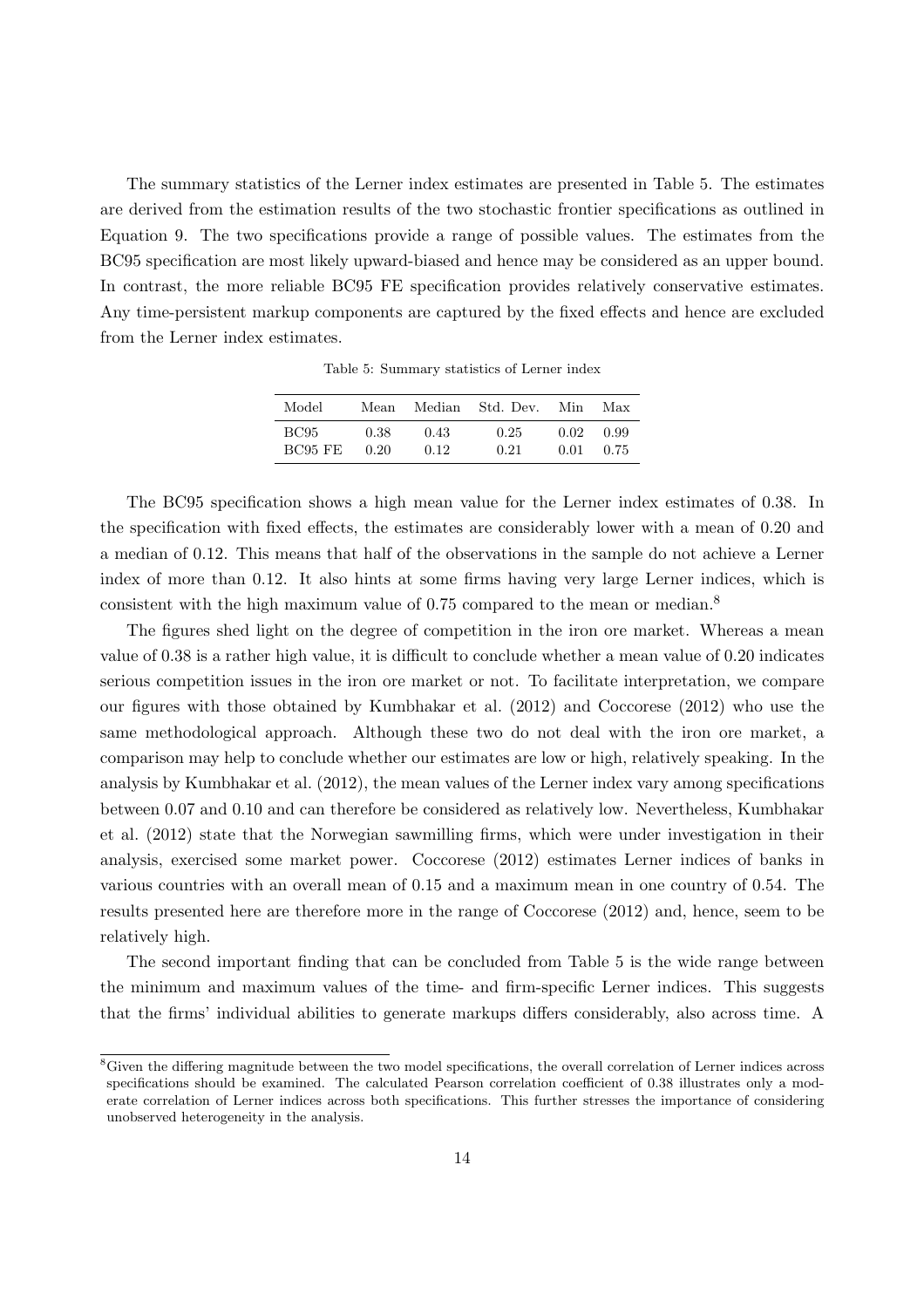The summary statistics of the Lerner index estimates are presented in Table 5. The estimates are derived from the estimation results of the two stochastic frontier specifications as outlined in Equation 9. The two specifications provide a range of possible values. The estimates from the BC95 specification are most likely upward-biased and hence may be considered as an upper bound. In contrast, the more reliable BC95 FE specification provides relatively conservative estimates. Any time-persistent markup components are captured by the fixed effects and hence are excluded from the Lerner index estimates.

Table 5: Summary statistics of Lerner index

| Model | Mean | Median | Std. Dev. | Min | Max |
|---|---|---|---|---|---|
| BC95 | 0.38 | 0.43 | 0.25 | 0.02 | 0.99 |
| BC95 FE | 0.20 | 0.12 | 0.21 | 0.01 | 0.75 |

The BC95 specification shows a high mean value for the Lerner index estimates of 0.38. In the specification with fixed effects, the estimates are considerably lower with a mean of 0.20 and a median of 0.12. This means that half of the observations in the sample do not achieve a Lerner index of more than 0.12. It also hints at some firms having very large Lerner indices, which is consistent with the high maximum value of 0.75 compared to the mean or median.[8]

The figures shed light on the degree of competition in the iron ore market. Whereas a mean value of 0.38 is a rather high value, it is difficult to conclude whether a mean value of 0.20 indicates serious competition issues in the iron ore market or not. To facilitate interpretation, we compare our figures with those obtained by Kumbhakar et al. (2012) and Coccorese (2012) who use the same methodological approach. Although these two do not deal with the iron ore market, a comparison may help to conclude whether our estimates are low or high, relatively speaking. In the analysis by Kumbhakar et al. (2012), the mean values of the Lerner index vary among specifications between 0.07 and 0.10 and can therefore be considered as relatively low. Nevertheless, Kumbhakar et al. (2012) state that the Norwegian sawmilling firms, which were under investigation in their analysis, exercised some market power. Coccorese (2012) estimates Lerner indices of banks in various countries with an overall mean of 0.15 and a maximum mean in one country of 0.54. The results presented here are therefore more in the range of Coccorese (2012) and, hence, seem to be relatively high.

The second important finding that can be concluded from Table 5 is the wide range between the minimum and maximum values of the time- and firm-specific Lerner indices. This suggests that the firms' individual abilities to generate markups differs considerably, also across time. A

[8] Given the differing magnitude between the two model specifications, the overall correlation of Lerner indices across specifications should be examined. The calculated Pearson correlation coefficient of 0.38 illustrates only a moderate correlation of Lerner indices across both specifications. This further stresses the importance of considering unobserved heterogeneity in the analysis.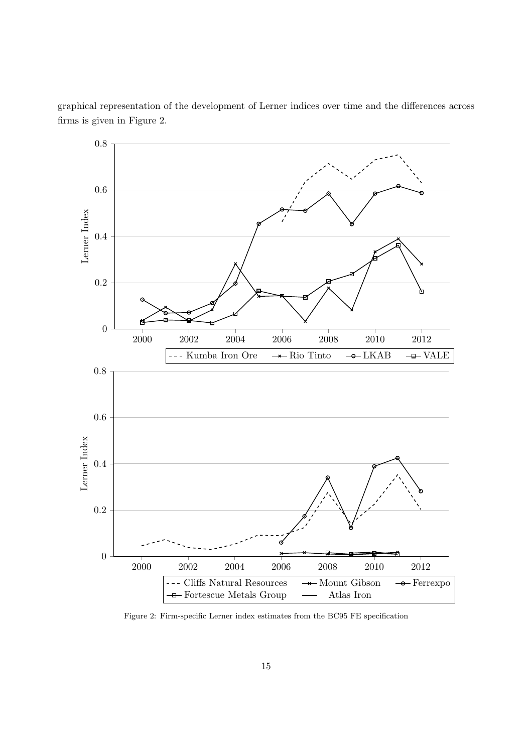graphical representation of the development of Lerner indices over time and the differences across firms is given in Figure 2.

Figure 2: Firm-specific Lerner index estimates from the BC95 FE specification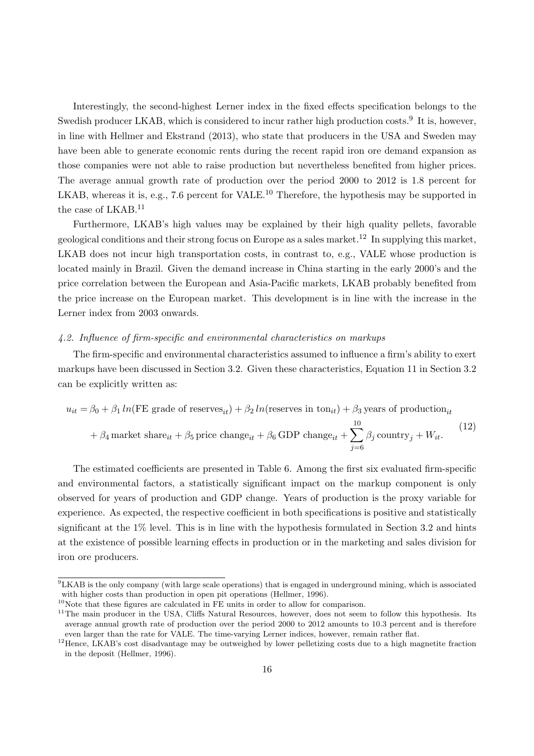Interestingly, the second-highest Lerner index in the fixed effects specification belongs to the Swedish producer LKAB, which is considered to incur rather high production costs.[9] It is, however, in line with Hellmer and Ekstrand (2013), who state that producers in the USA and Sweden may have been able to generate economic rents during the recent rapid iron ore demand expansion as those companies were not able to raise production but nevertheless benefited from higher prices. The average annual growth rate of production over the period 2000 to 2012 is 1.8 percent for LKAB, whereas it is, e.g., 7.6 percent for VALE.[10] Therefore, the hypothesis may be supported in the case of LKAB.[11]

Furthermore, LKAB's high values may be explained by their high quality pellets, favorable geological conditions and their strong focus on Europe as a sales market.[12] In supplying this market, LKAB does not incur high transportation costs, in contrast to, e.g., VALE whose production is located mainly in Brazil. Given the demand increase in China starting in the early 2000's and the price correlation between the European and Asia-Pacific markets, LKAB probably benefited from the price increase on the European market. This development is in line with the increase in the Lerner index from 2003 onwards.

### *4.2. Influence of firm-specific and environmental characteristics on markups*

The firm-specific and environmental characteristics assumed to influence a firm's ability to exert markups have been discussed in Section 3.2. Given these characteristics, Equation 11 in Section 3.2 can be explicitly written as:

$$
\begin{aligned}
u_{it} = \beta_0 &+ \beta_1 \, ln(\text{FE grade of reserves}_{it}) + \beta_2 \, ln(\text{reserves in ton}_{it}) + \beta_3 \, \text{years of production}_{it} \\
&+ \beta_4 \, \text{market share}_{it} + \beta_5 \, \text{price change}_{it} + \beta_6 \, \text{GDP change}_{it} + \sum_{j=6}^{10} \beta_j \, \text{country}_j + W_{it}.
\end{aligned} \tag{12}
$$

The estimated coefficients are presented in Table 6. Among the first six evaluated firm-specific and environmental factors, a statistically significant impact on the markup component is only observed for years of production and GDP change. Years of production is the proxy variable for experience. As expected, the respective coefficient in both specifications is positive and statistically significant at the 1% level. This is in line with the hypothesis formulated in Section 3.2 and hints at the existence of possible learning effects in production or in the marketing and sales division for iron ore producers.

---

[9] LKAB is the only company (with large scale operations) that is engaged in underground mining, which is associated with higher costs than production in open pit operations (Hellmer, 1996).

[10] Note that these figures are calculated in FE units in order to allow for comparison.

[11] The main producer in the USA, Cliffs Natural Resources, however, does not seem to follow this hypothesis. Its average annual growth rate of production over the period 2000 to 2012 amounts to 10.3 percent and is therefore even larger than the rate for VALE. The time-varying Lerner indices, however, remain rather flat.

[12] Hence, LKAB's cost disadvantage may be outweighed by lower pelletizing costs due to a high magnetite fraction in the deposit (Hellmer, 1996).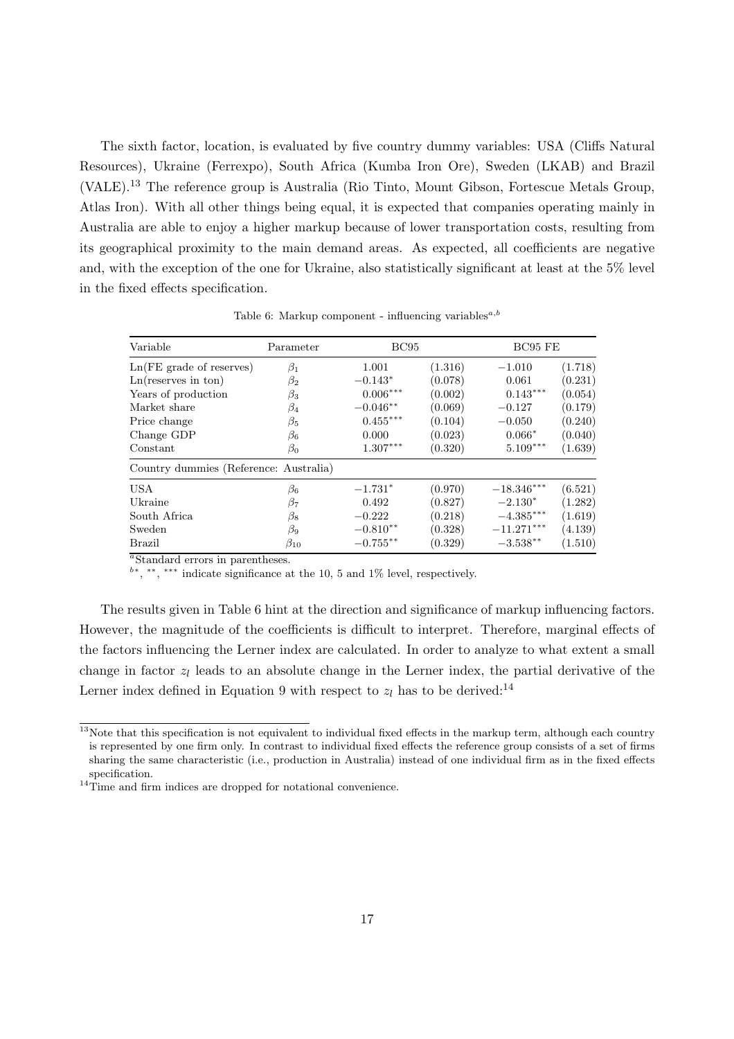The sixth factor, location, is evaluated by five country dummy variables: USA (Cliffs Natural Resources), Ukraine (Ferrexpo), South Africa (Kumba Iron Ore), Sweden (LKAB) and Brazil (VALE).[13] The reference group is Australia (Rio Tinto, Mount Gibson, Fortescue Metals Group, Atlas Iron). With all other things being equal, it is expected that companies operating mainly in Australia are able to enjoy a higher markup because of lower transportation costs, resulting from its geographical proximity to the main demand areas. As expected, all coefficients are negative and, with the exception of the one for Ukraine, also statistically significant at least at the 5% level in the fixed effects specification.

Table 6: Markup component - influencing variables[a,b]

| Variable | Parameter | BC95 | | BC95 FE | |
|---|---|---|---|---|---|
| Ln(FE grade of reserves) | $\beta_1$ | 1.001 | (1.316) | $-1.010$ | (1.718) |
| Ln(reserves in ton) | $\beta_2$ | $-0.143^{*}$ | (0.078) | 0.061 | (0.231) |
| Years of production | $\beta_3$ | $0.006^{***}$ | (0.002) | $0.143^{***}$ | (0.054) |
| Market share | $\beta_4$ | $-0.046^{**}$ | (0.069) | $-0.127$ | (0.179) |
| Price change | $\beta_5$ | $0.455^{***}$ | (0.104) | $-0.050$ | (0.240) |
| Change GDP | $\beta_6$ | 0.000 | (0.023) | $0.066^{*}$ | (0.040) |
| Constant | $\beta_0$ | $1.307^{***}$ | (0.320) | $5.109^{***}$ | (1.639) |
| Country dummies (Reference: Australia) | | | | | |
| USA | $\beta_6$ | $-1.731^{*}$ | (0.970) | $-18.346^{***}$ | (6.521) |
| Ukraine | $\beta_7$ | 0.492 | (0.827) | $-2.130^{*}$ | (1.282) |
| South Africa | $\beta_8$ | $-0.222$ | (0.218) | $-4.385^{***}$ | (1.619) |
| Sweden | $\beta_9$ | $-0.810^{**}$ | (0.328) | $-11.271^{***}$ | (4.139) |
| Brazil | $\beta_{10}$ | $-0.755^{**}$ | (0.329) | $-3.538^{**}$ | (1.510) |

[a] Standard errors in parentheses.
[b] *, **, *** indicate significance at the 10, 5 and 1% level, respectively.

The results given in Table 6 hint at the direction and significance of markup influencing factors. However, the magnitude of the coefficients is difficult to interpret. Therefore, marginal effects of the factors influencing the Lerner index are calculated. In order to analyze to what extent a small change in factor $z_l$ leads to an absolute change in the Lerner index, the partial derivative of the Lerner index defined in Equation 9 with respect to $z_l$ has to be derived:[14]

[13] Note that this specification is not equivalent to individual fixed effects in the markup term, although each country is represented by one firm only. In contrast to individual fixed effects the reference group consists of a set of firms sharing the same characteristic (i.e., production in Australia) instead of one individual firm as in the fixed effects specification.

[14] Time and firm indices are dropped for notational convenience.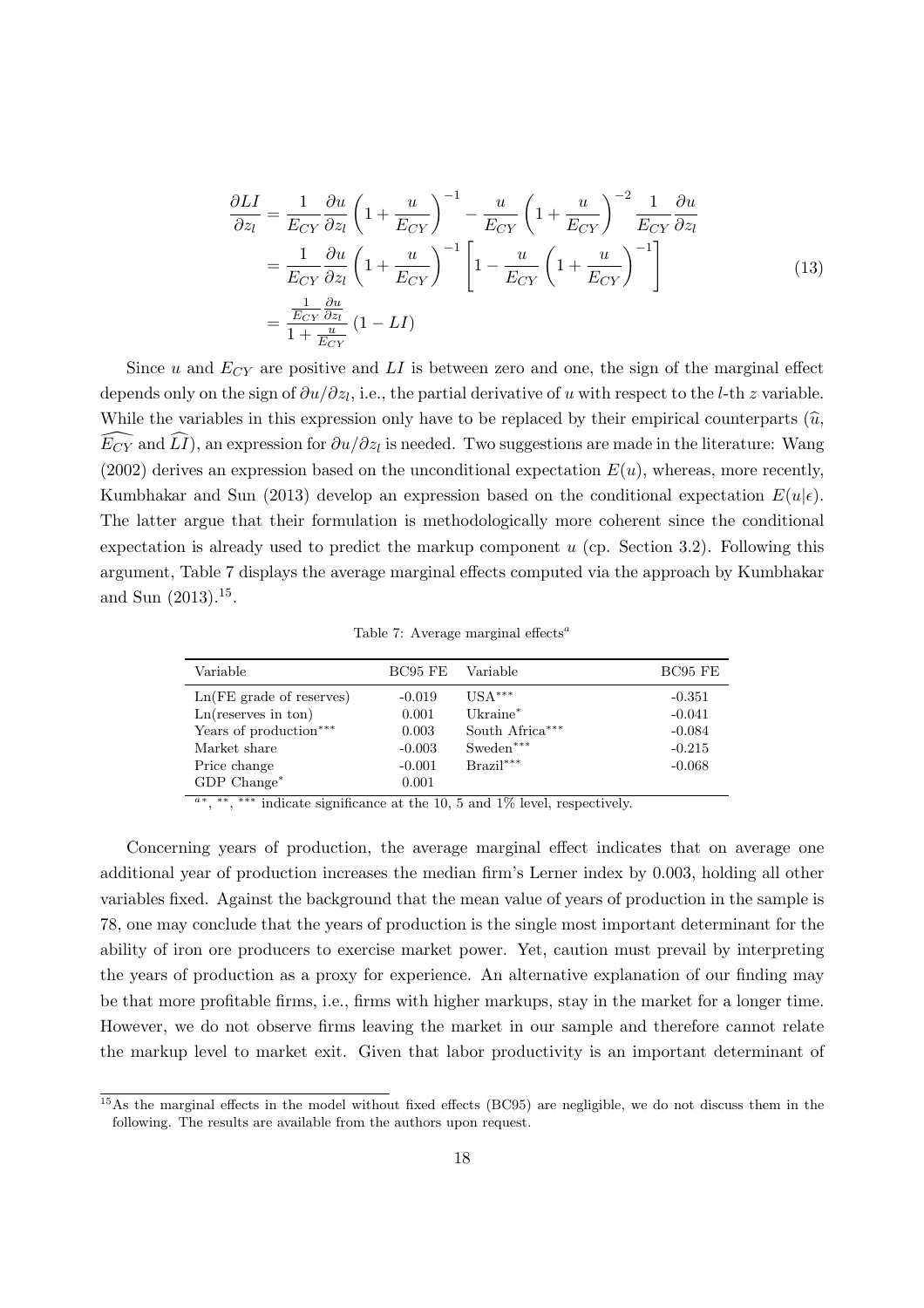$$
\begin{aligned}
\frac{\partial LI}{\partial z_l} &= \frac{1}{E_{CY}} \frac{\partial u}{\partial z_l} \left(1 + \frac{u}{E_{CY}}\right)^{-1} - \frac{u}{E_{CY}} \left(1 + \frac{u}{E_{CY}}\right)^{-2} \frac{1}{E_{CY}} \frac{\partial u}{\partial z_l} \\
&= \frac{1}{E_{CY}} \frac{\partial u}{\partial z_l} \left(1 + \frac{u}{E_{CY}}\right)^{-1} \left[1 - \frac{u}{E_{CY}} \left(1 + \frac{u}{E_{CY}}\right)^{-1}\right] \\
&= \frac{\frac{1}{E_{CY}} \frac{\partial u}{\partial z_l}}{1 + \frac{u}{E_{CY}}} (1 - LI)
\end{aligned}
\tag{13}
$$

Since $u$ and $E_{CY}$ are positive and $LI$ is between zero and one, the sign of the marginal effect depends only on the sign of $\partial u / \partial z_l$, i.e., the partial derivative of $u$ with respect to the $l$-th $z$ variable. While the variables in this expression only have to be replaced by their empirical counterparts ($\widehat{u}$, $\widehat{E_{CY}}$ and $\widehat{LI}$), an expression for $\partial u / \partial z_l$ is needed. Two suggestions are made in the literature: Wang (2002) derives an expression based on the unconditional expectation $E(u)$, whereas, more recently, Kumbhakar and Sun (2013) develop an expression based on the conditional expectation $E(u|\epsilon)$. The latter argue that their formulation is methodologically more coherent since the conditional expectation is already used to predict the markup component $u$ (cp. Section 3.2). Following this argument, Table 7 displays the average marginal effects computed via the approach by Kumbhakar and Sun (2013).[15].

Table 7: Average marginal effects[a]

| Variable | BC95 FE | Variable | BC95 FE |
|---|---|---|---|
| Ln(FE grade of reserves) | -0.019 | USA*** | -0.351 |
| Ln(reserves in ton) | 0.001 | Ukraine* | -0.041 |
| Years of production*** | 0.003 | South Africa*** | -0.084 |
| Market share | -0.003 | Sweden*** | -0.215 |
| Price change | -0.001 | Brazil*** | -0.068 |
| GDP Change* | 0.001 | | |

[a] *, **, *** indicate significance at the 10, 5 and 1% level, respectively.

Concerning years of production, the average marginal effect indicates that on average one additional year of production increases the median firm's Lerner index by 0.003, holding all other variables fixed. Against the background that the mean value of years of production in the sample is 78, one may conclude that the years of production is the single most important determinant for the ability of iron ore producers to exercise market power. Yet, caution must prevail by interpreting the years of production as a proxy for experience. An alternative explanation of our finding may be that more profitable firms, i.e., firms with higher markups, stay in the market for a longer time. However, we do not observe firms leaving the market in our sample and therefore cannot relate the markup level to market exit. Given that labor productivity is an important determinant of

[15] As the marginal effects in the model without fixed effects (BC95) are negligible, we do not discuss them in the following. The results are available from the authors upon request.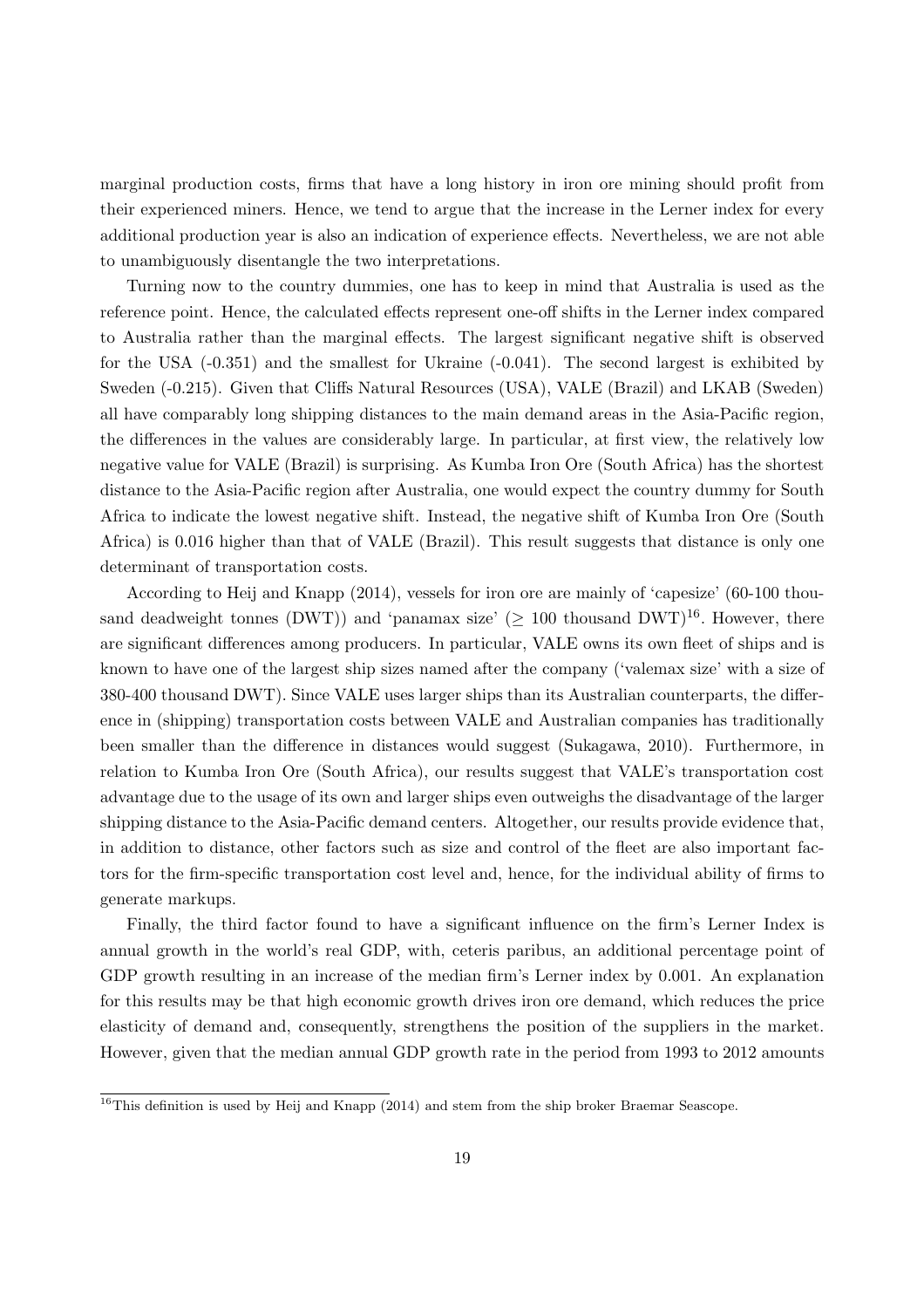marginal production costs, firms that have a long history in iron ore mining should profit from their experienced miners. Hence, we tend to argue that the increase in the Lerner index for every additional production year is also an indication of experience effects. Nevertheless, we are not able to unambiguously disentangle the two interpretations.

Turning now to the country dummies, one has to keep in mind that Australia is used as the reference point. Hence, the calculated effects represent one-off shifts in the Lerner index compared to Australia rather than the marginal effects. The largest significant negative shift is observed for the USA (-0.351) and the smallest for Ukraine (-0.041). The second largest is exhibited by Sweden (-0.215). Given that Cliffs Natural Resources (USA), VALE (Brazil) and LKAB (Sweden) all have comparably long shipping distances to the main demand areas in the Asia-Pacific region, the differences in the values are considerably large. In particular, at first view, the relatively low negative value for VALE (Brazil) is surprising. As Kumba Iron Ore (South Africa) has the shortest distance to the Asia-Pacific region after Australia, one would expect the country dummy for South Africa to indicate the lowest negative shift. Instead, the negative shift of Kumba Iron Ore (South Africa) is 0.016 higher than that of VALE (Brazil). This result suggests that distance is only one determinant of transportation costs.

According to Heij and Knapp (2014), vessels for iron ore are mainly of 'capesize' (60-100 thousand deadweight tonnes (DWT)) and 'panamax size' ($\geq$ 100 thousand DWT)[16]. However, there are significant differences among producers. In particular, VALE owns its own fleet of ships and is known to have one of the largest ship sizes named after the company ('valemax size' with a size of 380-400 thousand DWT). Since VALE uses larger ships than its Australian counterparts, the difference in (shipping) transportation costs between VALE and Australian companies has traditionally been smaller than the difference in distances would suggest (Sukagawa, 2010). Furthermore, in relation to Kumba Iron Ore (South Africa), our results suggest that VALE's transportation cost advantage due to the usage of its own and larger ships even outweighs the disadvantage of the larger shipping distance to the Asia-Pacific demand centers. Altogether, our results provide evidence that, in addition to distance, other factors such as size and control of the fleet are also important factors for the firm-specific transportation cost level and, hence, for the individual ability of firms to generate markups.

Finally, the third factor found to have a significant influence on the firm's Lerner Index is annual growth in the world's real GDP, with, ceteris paribus, an additional percentage point of GDP growth resulting in an increase of the median firm's Lerner index by 0.001. An explanation for this results may be that high economic growth drives iron ore demand, which reduces the price elasticity of demand and, consequently, strengthens the position of the suppliers in the market. However, given that the median annual GDP growth rate in the period from 1993 to 2012 amounts

[16]This definition is used by Heij and Knapp (2014) and stem from the ship broker Braemar Seascope.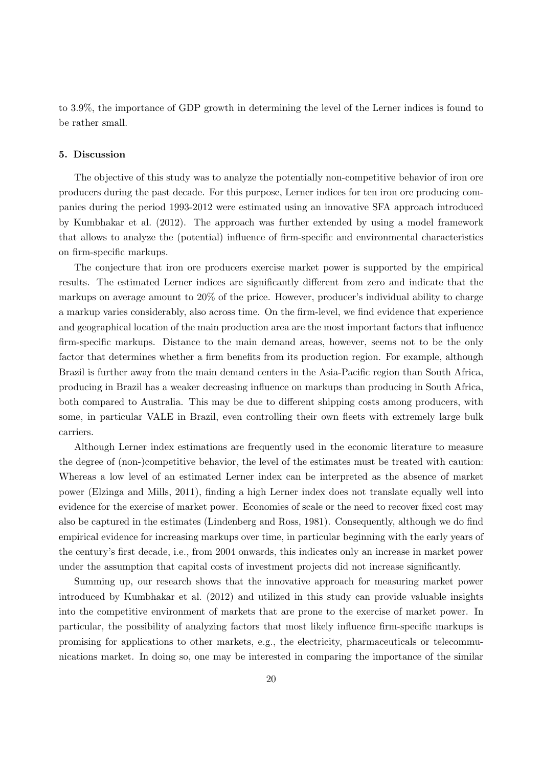to 3.9%, the importance of GDP growth in determining the level of the Lerner indices is found to be rather small.

## 5. Discussion

The objective of this study was to analyze the potentially non-competitive behavior of iron ore producers during the past decade. For this purpose, Lerner indices for ten iron ore producing companies during the period 1993-2012 were estimated using an innovative SFA approach introduced by Kumbhakar et al. (2012). The approach was further extended by using a model framework that allows to analyze the (potential) influence of firm-specific and environmental characteristics on firm-specific markups.

The conjecture that iron ore producers exercise market power is supported by the empirical results. The estimated Lerner indices are significantly different from zero and indicate that the markups on average amount to 20% of the price. However, producer's individual ability to charge a markup varies considerably, also across time. On the firm-level, we find evidence that experience and geographical location of the main production area are the most important factors that influence firm-specific markups. Distance to the main demand areas, however, seems not to be the only factor that determines whether a firm benefits from its production region. For example, although Brazil is further away from the main demand centers in the Asia-Pacific region than South Africa, producing in Brazil has a weaker decreasing influence on markups than producing in South Africa, both compared to Australia. This may be due to different shipping costs among producers, with some, in particular VALE in Brazil, even controlling their own fleets with extremely large bulk carriers.

Although Lerner index estimations are frequently used in the economic literature to measure the degree of (non-)competitive behavior, the level of the estimates must be treated with caution: Whereas a low level of an estimated Lerner index can be interpreted as the absence of market power (Elzinga and Mills, 2011), finding a high Lerner index does not translate equally well into evidence for the exercise of market power. Economies of scale or the need to recover fixed cost may also be captured in the estimates (Lindenberg and Ross, 1981). Consequently, although we do find empirical evidence for increasing markups over time, in particular beginning with the early years of the century's first decade, i.e., from 2004 onwards, this indicates only an increase in market power under the assumption that capital costs of investment projects did not increase significantly.

Summing up, our research shows that the innovative approach for measuring market power introduced by Kumbhakar et al. (2012) and utilized in this study can provide valuable insights into the competitive environment of markets that are prone to the exercise of market power. In particular, the possibility of analyzing factors that most likely influence firm-specific markups is promising for applications to other markets, e.g., the electricity, pharmaceuticals or telecommunications market. In doing so, one may be interested in comparing the importance of the similar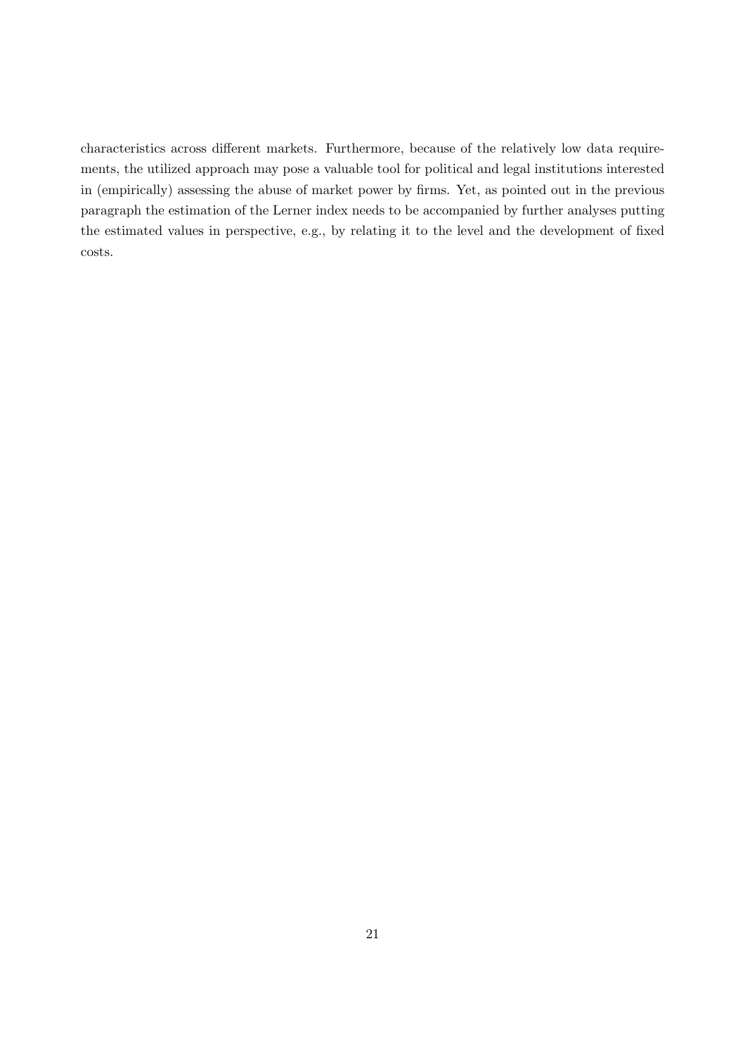characteristics across different markets. Furthermore, because of the relatively low data requirements, the utilized approach may pose a valuable tool for political and legal institutions interested in (empirically) assessing the abuse of market power by firms. Yet, as pointed out in the previous paragraph the estimation of the Lerner index needs to be accompanied by further analyses putting the estimated values in perspective, e.g., by relating it to the level and the development of fixed costs.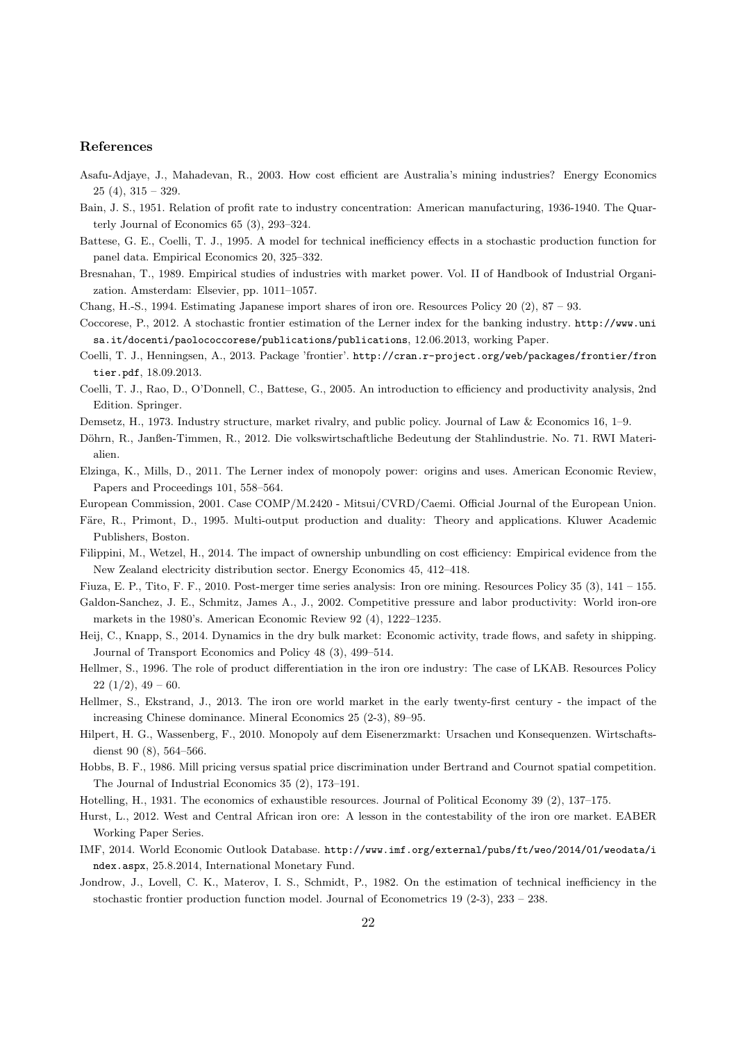## References

Asafu-Adjaye, J., Mahadevan, R., 2003. How cost efficient are Australia's mining industries? Energy Economics 25 (4), 315 – 329.

Bain, J. S., 1951. Relation of profit rate to industry concentration: American manufacturing, 1936-1940. The Quarterly Journal of Economics 65 (3), 293–324.

Battese, G. E., Coelli, T. J., 1995. A model for technical inefficiency effects in a stochastic production function for panel data. Empirical Economics 20, 325–332.

Bresnahan, T., 1989. Empirical studies of industries with market power. Vol. II of Handbook of Industrial Organization. Amsterdam: Elsevier, pp. 1011–1057.

Chang, H.-S., 1994. Estimating Japanese import shares of iron ore. Resources Policy 20 (2), 87 – 93.

Coccorese, P., 2012. A stochastic frontier estimation of the Lerner index for the banking industry. http://www.unisa.it/docenti/paolococcorese/publications/publications, 12.06.2013, working Paper.

Coelli, T. J., Henningsen, A., 2013. Package 'frontier'. http://cran.r-project.org/web/packages/frontier/frontier.pdf, 18.09.2013.

Coelli, T. J., Rao, D., O'Donnell, C., Battese, G., 2005. An introduction to efficiency and productivity analysis, 2nd Edition. Springer.

Demsetz, H., 1973. Industry structure, market rivalry, and public policy. Journal of Law & Economics 16, 1–9.

Döhrn, R., Janßen-Timmen, R., 2012. Die volkswirtschaftliche Bedeutung der Stahlindustrie. No. 71. RWI Materialien.

Elzinga, K., Mills, D., 2011. The Lerner index of monopoly power: origins and uses. American Economic Review, Papers and Proceedings 101, 558–564.

European Commission, 2001. Case COMP/M.2420 - Mitsui/CVRD/Caemi. Official Journal of the European Union.

Färe, R., Primont, D., 1995. Multi-output production and duality: Theory and applications. Kluwer Academic Publishers, Boston.

Filippini, M., Wetzel, H., 2014. The impact of ownership unbundling on cost efficiency: Empirical evidence from the New Zealand electricity distribution sector. Energy Economics 45, 412–418.

Fiuza, E. P., Tito, F. F., 2010. Post-merger time series analysis: Iron ore mining. Resources Policy 35 (3), 141 – 155.

Galdon-Sanchez, J. E., Schmitz, James A., J., 2002. Competitive pressure and labor productivity: World iron-ore markets in the 1980's. American Economic Review 92 (4), 1222–1235.

Heij, C., Knapp, S., 2014. Dynamics in the dry bulk market: Economic activity, trade flows, and safety in shipping. Journal of Transport Economics and Policy 48 (3), 499–514.

Hellmer, S., 1996. The role of product differentiation in the iron ore industry: The case of LKAB. Resources Policy 22 (1/2), 49 – 60.

Hellmer, S., Ekstrand, J., 2013. The iron ore world market in the early twenty-first century - the impact of the increasing Chinese dominance. Mineral Economics 25 (2-3), 89–95.

Hilpert, H. G., Wassenberg, F., 2010. Monopoly auf dem Eisenerzmarkt: Ursachen und Konsequenzen. Wirtschaftsdienst 90 (8), 564–566.

Hobbs, B. F., 1986. Mill pricing versus spatial price discrimination under Bertrand and Cournot spatial competition. The Journal of Industrial Economics 35 (2), 173–191.

Hotelling, H., 1931. The economics of exhaustible resources. Journal of Political Economy 39 (2), 137–175.

Hurst, L., 2012. West and Central African iron ore: A lesson in the contestability of the iron ore market. EABER Working Paper Series.

IMF, 2014. World Economic Outlook Database. http://www.imf.org/external/pubs/ft/weo/2014/01/weodata/index.aspx, 25.8.2014, International Monetary Fund.

Jondrow, J., Lovell, C. K., Materov, I. S., Schmidt, P., 1982. On the estimation of technical inefficiency in the stochastic frontier production function model. Journal of Econometrics 19 (2-3), 233 – 238.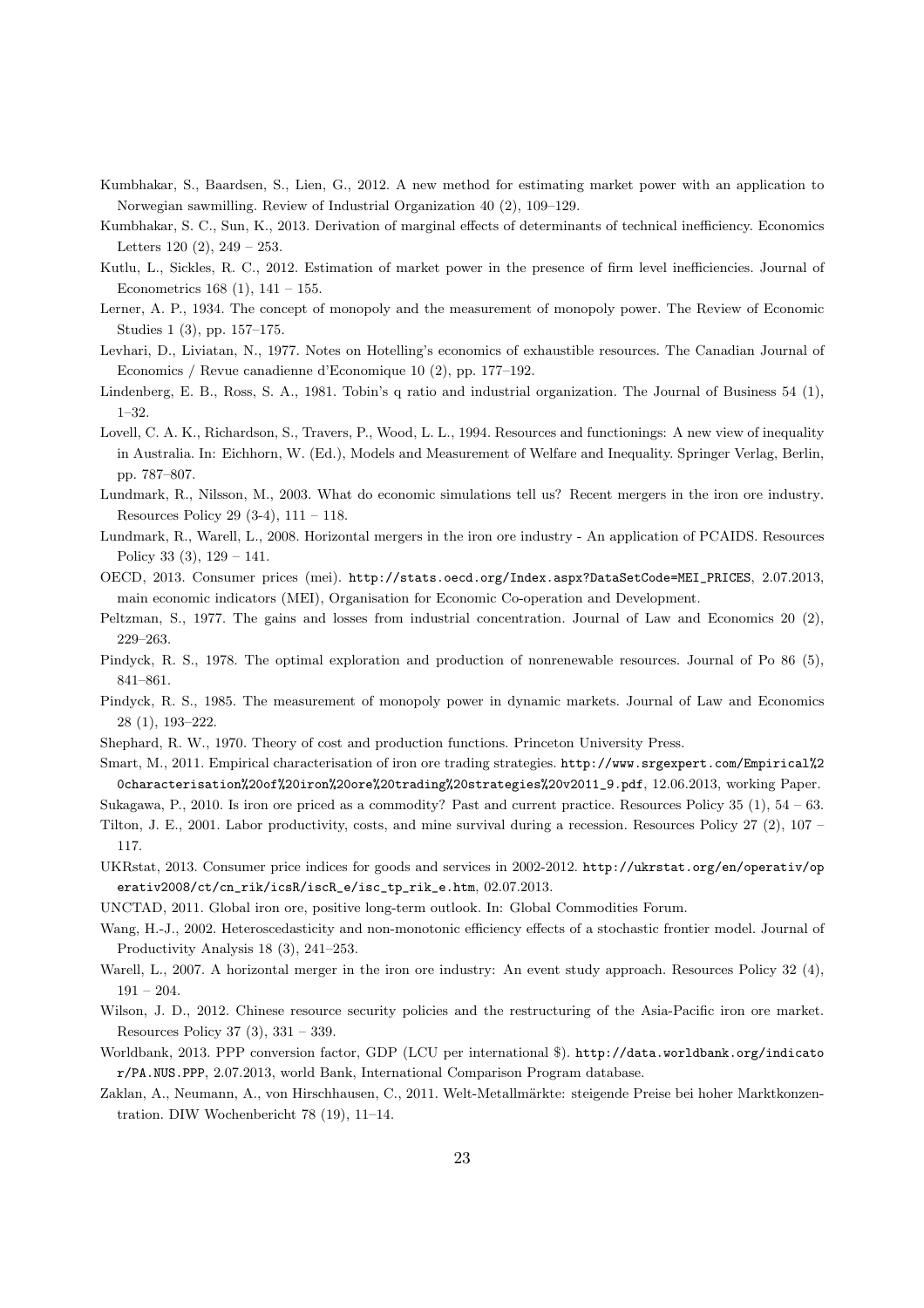Kumbhakar, S., Baardsen, S., Lien, G., 2012. A new method for estimating market power with an application to Norwegian sawmilling. Review of Industrial Organization 40 (2), 109–129.

Kumbhakar, S. C., Sun, K., 2013. Derivation of marginal effects of determinants of technical inefficiency. Economics Letters 120 (2), 249 – 253.

Kutlu, L., Sickles, R. C., 2012. Estimation of market power in the presence of firm level inefficiencies. Journal of Econometrics 168 (1), 141 – 155.

Lerner, A. P., 1934. The concept of monopoly and the measurement of monopoly power. The Review of Economic Studies 1 (3), pp. 157–175.

Levhari, D., Liviatan, N., 1977. Notes on Hotelling's economics of exhaustible resources. The Canadian Journal of Economics / Revue canadienne d'Economique 10 (2), pp. 177–192.

Lindenberg, E. B., Ross, S. A., 1981. Tobin's q ratio and industrial organization. The Journal of Business 54 (1), 1–32.

Lovell, C. A. K., Richardson, S., Travers, P., Wood, L. L., 1994. Resources and functionings: A new view of inequality in Australia. In: Eichhorn, W. (Ed.), Models and Measurement of Welfare and Inequality. Springer Verlag, Berlin, pp. 787–807.

Lundmark, R., Nilsson, M., 2003. What do economic simulations tell us? Recent mergers in the iron ore industry. Resources Policy 29 (3-4), 111 – 118.

Lundmark, R., Warell, L., 2008. Horizontal mergers in the iron ore industry - An application of PCAIDS. Resources Policy 33 (3), 129 – 141.

OECD, 2013. Consumer prices (mei). http://stats.oecd.org/Index.aspx?DataSetCode=MEI_PRICES, 2.07.2013, main economic indicators (MEI), Organisation for Economic Co-operation and Development.

Peltzman, S., 1977. The gains and losses from industrial concentration. Journal of Law and Economics 20 (2), 229–263.

Pindyck, R. S., 1978. The optimal exploration and production of nonrenewable resources. Journal of Po 86 (5), 841–861.

Pindyck, R. S., 1985. The measurement of monopoly power in dynamic markets. Journal of Law and Economics 28 (1), 193–222.

Shephard, R. W., 1970. Theory of cost and production functions. Princeton University Press.

Smart, M., 2011. Empirical characterisation of iron ore trading strategies. http://www.srgexpert.com/Empirical%20characterisation%20of%20iron%20ore%20trading%20strategies%20v2011_9.pdf, 12.06.2013, working Paper.

Sukagawa, P., 2010. Is iron ore priced as a commodity? Past and current practice. Resources Policy 35 (1), 54 – 63.

Tilton, J. E., 2001. Labor productivity, costs, and mine survival during a recession. Resources Policy 27 (2), 107 – 117.

UKRstat, 2013. Consumer price indices for goods and services in 2002-2012. http://ukrstat.org/en/operativ/operativ2008/ct/cn_rik/icsR/iscR_e/isc_tp_rik_e.htm, 02.07.2013.

UNCTAD, 2011. Global iron ore, positive long-term outlook. In: Global Commodities Forum.

Wang, H.-J., 2002. Heteroscedasticity and non-monotonic efficiency effects of a stochastic frontier model. Journal of Productivity Analysis 18 (3), 241–253.

Warell, L., 2007. A horizontal merger in the iron ore industry: An event study approach. Resources Policy 32 (4), 191 – 204.

Wilson, J. D., 2012. Chinese resource security policies and the restructuring of the Asia-Pacific iron ore market. Resources Policy 37 (3), 331 – 339.

Worldbank, 2013. PPP conversion factor, GDP (LCU per international $). http://data.worldbank.org/indicator/PA.NUS.PPP, 2.07.2013, world Bank, International Comparison Program database.

Zaklan, A., Neumann, A., von Hirschhausen, C., 2011. Welt-Metallmärkte: steigende Preise bei hoher Marktkonzentration. DIW Wochenbericht 78 (19), 11–14.